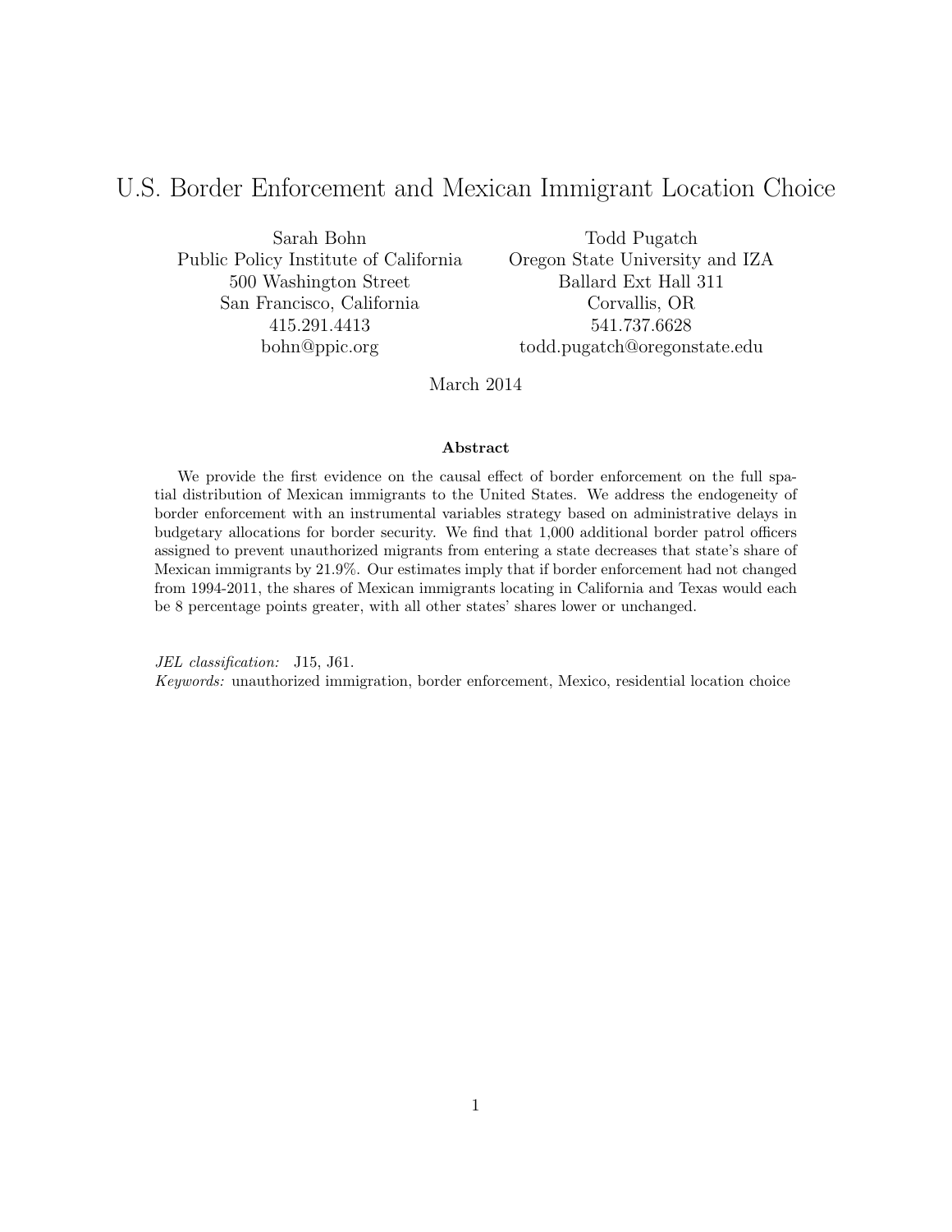# U.S. Border Enforcement and Mexican Immigrant Location Choice

Sarah Bohn
Public Policy Institute of California
500 Washington Street
San Francisco, California
415.291.4413
bohn@ppic.org

Todd Pugatch
Oregon State University and IZA
Ballard Ext Hall 311
Corvallis, OR
541.737.6628
todd.pugatch@oregonstate.edu

March 2014

### Abstract

We provide the first evidence on the causal effect of border enforcement on the full spatial distribution of Mexican immigrants to the United States. We address the endogeneity of border enforcement with an instrumental variables strategy based on administrative delays in budgetary allocations for border security. We find that 1,000 additional border patrol officers assigned to prevent unauthorized migrants from entering a state decreases that state's share of Mexican immigrants by 21.9%. Our estimates imply that if border enforcement had not changed from 1994-2011, the shares of Mexican immigrants locating in California and Texas would each be 8 percentage points greater, with all other states' shares lower or unchanged.

*JEL classification:* J15, J61.
*Keywords:* unauthorized immigration, border enforcement, Mexico, residential location choice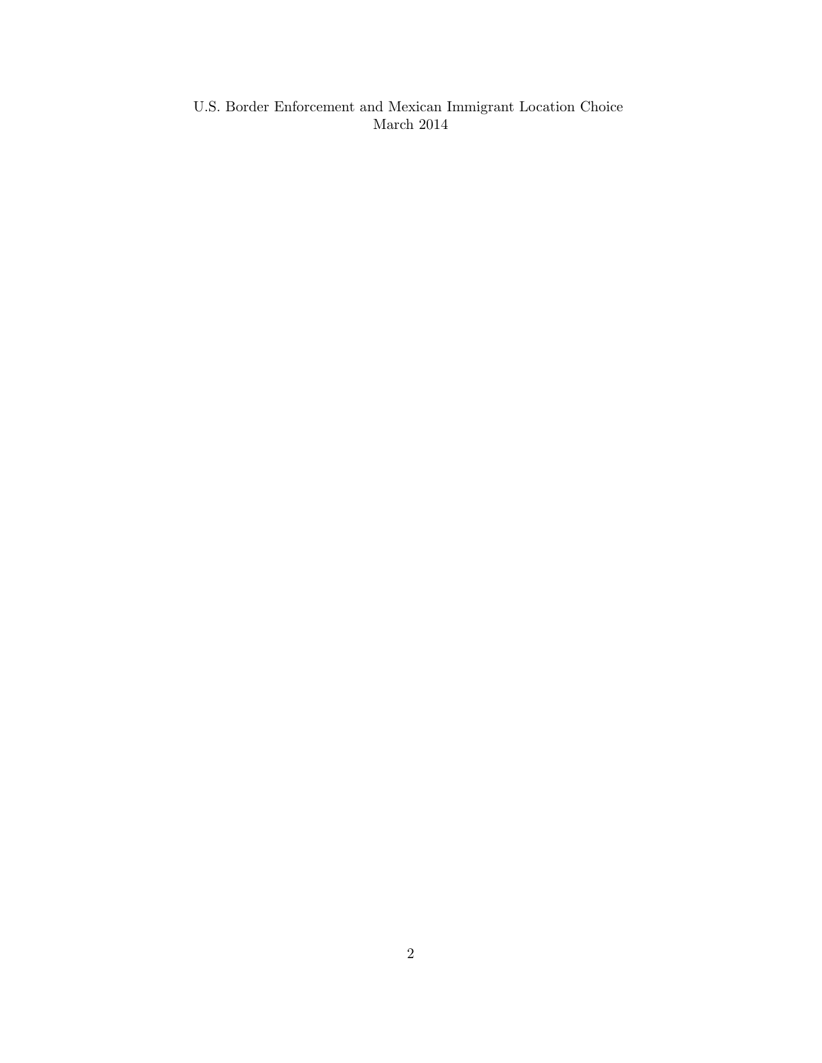U.S. Border Enforcement and Mexican Immigrant Location Choice
March 2014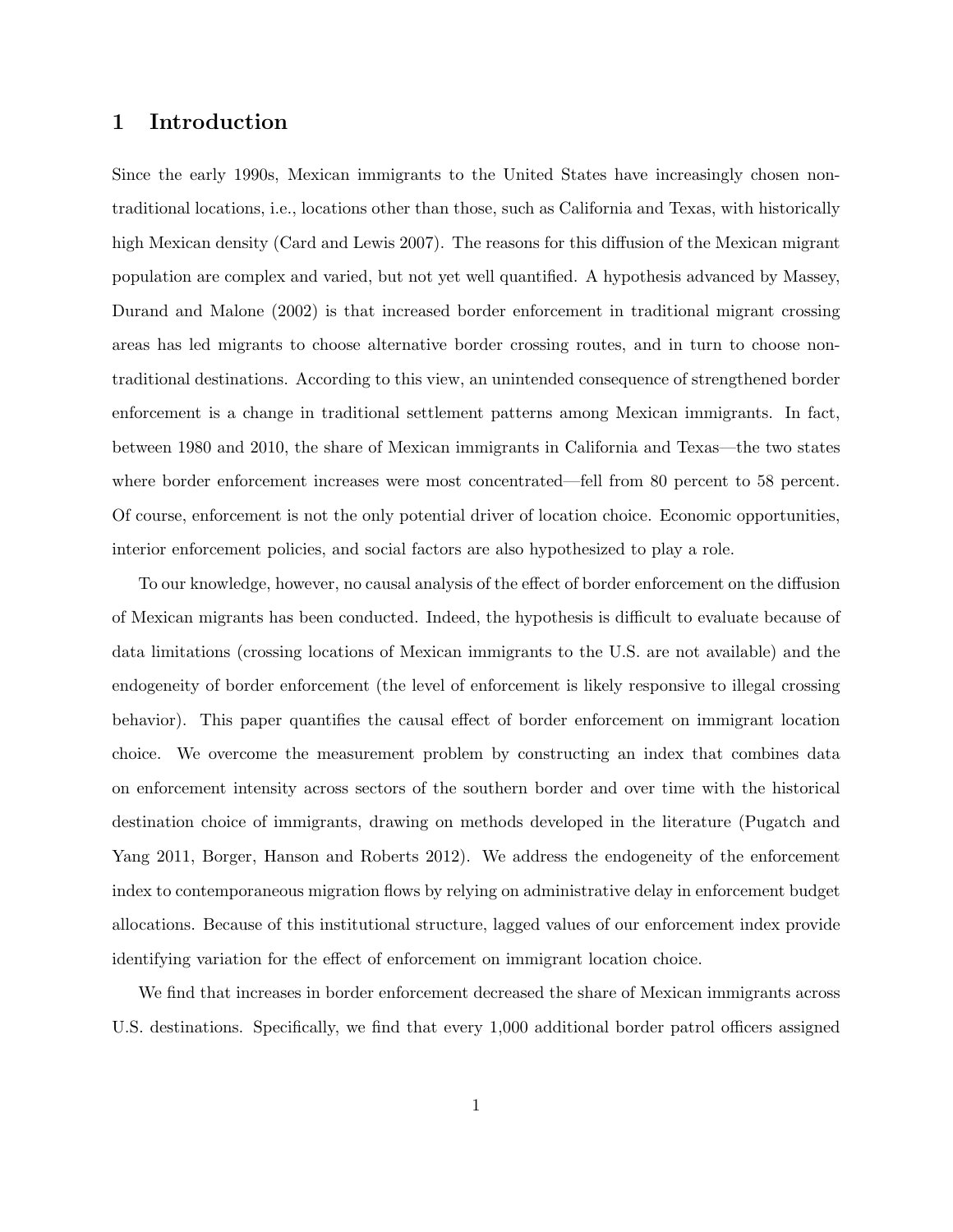# 1 Introduction

Since the early 1990s, Mexican immigrants to the United States have increasingly chosen non-traditional locations, i.e., locations other than those, such as California and Texas, with historically high Mexican density (Card and Lewis 2007). The reasons for this diffusion of the Mexican migrant population are complex and varied, but not yet well quantified. A hypothesis advanced by Massey, Durand and Malone (2002) is that increased border enforcement in traditional migrant crossing areas has led migrants to choose alternative border crossing routes, and in turn to choose non-traditional destinations. According to this view, an unintended consequence of strengthened border enforcement is a change in traditional settlement patterns among Mexican immigrants. In fact, between 1980 and 2010, the share of Mexican immigrants in California and Texas—the two states where border enforcement increases were most concentrated—fell from 80 percent to 58 percent. Of course, enforcement is not the only potential driver of location choice. Economic opportunities, interior enforcement policies, and social factors are also hypothesized to play a role.

To our knowledge, however, no causal analysis of the effect of border enforcement on the diffusion of Mexican migrants has been conducted. Indeed, the hypothesis is difficult to evaluate because of data limitations (crossing locations of Mexican immigrants to the U.S. are not available) and the endogeneity of border enforcement (the level of enforcement is likely responsive to illegal crossing behavior). This paper quantifies the causal effect of border enforcement on immigrant location choice. We overcome the measurement problem by constructing an index that combines data on enforcement intensity across sectors of the southern border and over time with the historical destination choice of immigrants, drawing on methods developed in the literature (Pugatch and Yang 2011, Borger, Hanson and Roberts 2012). We address the endogeneity of the enforcement index to contemporaneous migration flows by relying on administrative delay in enforcement budget allocations. Because of this institutional structure, lagged values of our enforcement index provide identifying variation for the effect of enforcement on immigrant location choice.

We find that increases in border enforcement decreased the share of Mexican immigrants across U.S. destinations. Specifically, we find that every 1,000 additional border patrol officers assigned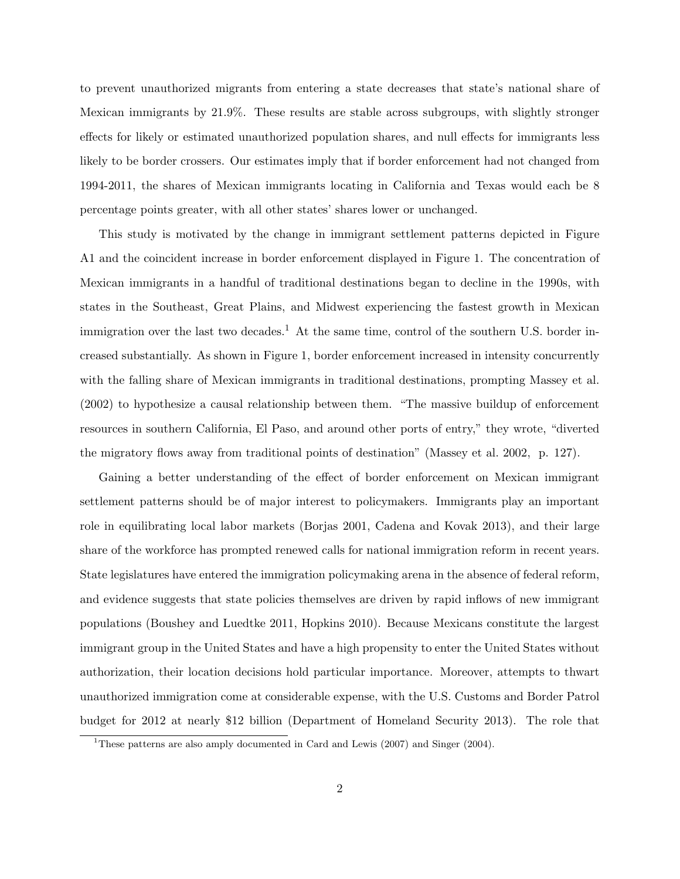to prevent unauthorized migrants from entering a state decreases that state's national share of Mexican immigrants by 21.9%. These results are stable across subgroups, with slightly stronger effects for likely or estimated unauthorized population shares, and null effects for immigrants less likely to be border crossers. Our estimates imply that if border enforcement had not changed from 1994-2011, the shares of Mexican immigrants locating in California and Texas would each be 8 percentage points greater, with all other states' shares lower or unchanged.

This study is motivated by the change in immigrant settlement patterns depicted in Figure A1 and the coincident increase in border enforcement displayed in Figure 1. The concentration of Mexican immigrants in a handful of traditional destinations began to decline in the 1990s, with states in the Southeast, Great Plains, and Midwest experiencing the fastest growth in Mexican immigration over the last two decades.[1] At the same time, control of the southern U.S. border increased substantially. As shown in Figure 1, border enforcement increased in intensity concurrently with the falling share of Mexican immigrants in traditional destinations, prompting Massey et al. (2002) to hypothesize a causal relationship between them. "The massive buildup of enforcement resources in southern California, El Paso, and around other ports of entry," they wrote, "diverted the migratory flows away from traditional points of destination" (Massey et al. 2002, p. 127).

Gaining a better understanding of the effect of border enforcement on Mexican immigrant settlement patterns should be of major interest to policymakers. Immigrants play an important role in equilibrating local labor markets (Borjas 2001, Cadena and Kovak 2013), and their large share of the workforce has prompted renewed calls for national immigration reform in recent years. State legislatures have entered the immigration policymaking arena in the absence of federal reform, and evidence suggests that state policies themselves are driven by rapid inflows of new immigrant populations (Boushey and Luedtke 2011, Hopkins 2010). Because Mexicans constitute the largest immigrant group in the United States and have a high propensity to enter the United States without authorization, their location decisions hold particular importance. Moreover, attempts to thwart unauthorized immigration come at considerable expense, with the U.S. Customs and Border Patrol budget for 2012 at nearly $12 billion (Department of Homeland Security 2013). The role that

[1] These patterns are also amply documented in Card and Lewis (2007) and Singer (2004).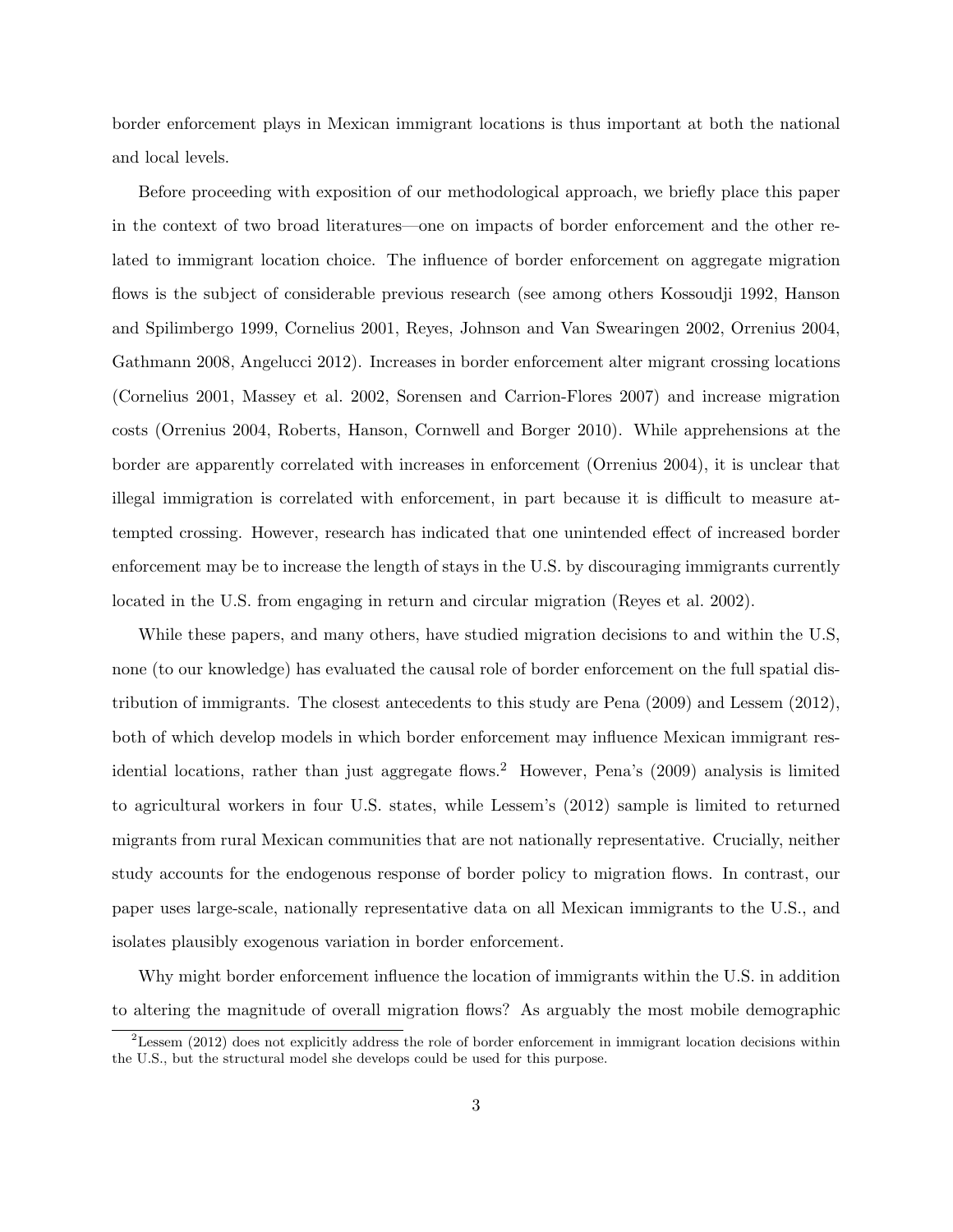border enforcement plays in Mexican immigrant locations is thus important at both the national and local levels.

Before proceeding with exposition of our methodological approach, we briefly place this paper in the context of two broad literatures—one on impacts of border enforcement and the other related to immigrant location choice. The influence of border enforcement on aggregate migration flows is the subject of considerable previous research (see among others Kossoudji 1992, Hanson and Spilimbergo 1999, Cornelius 2001, Reyes, Johnson and Van Swearingen 2002, Orrenius 2004, Gathmann 2008, Angelucci 2012). Increases in border enforcement alter migrant crossing locations (Cornelius 2001, Massey et al. 2002, Sorensen and Carrion-Flores 2007) and increase migration costs (Orrenius 2004, Roberts, Hanson, Cornwell and Borger 2010). While apprehensions at the border are apparently correlated with increases in enforcement (Orrenius 2004), it is unclear that illegal immigration is correlated with enforcement, in part because it is difficult to measure attempted crossing. However, research has indicated that one unintended effect of increased border enforcement may be to increase the length of stays in the U.S. by discouraging immigrants currently located in the U.S. from engaging in return and circular migration (Reyes et al. 2002).

While these papers, and many others, have studied migration decisions to and within the U.S, none (to our knowledge) has evaluated the causal role of border enforcement on the full spatial distribution of immigrants. The closest antecedents to this study are Pena (2009) and Lessem (2012), both of which develop models in which border enforcement may influence Mexican immigrant residential locations, rather than just aggregate flows.[2] However, Pena's (2009) analysis is limited to agricultural workers in four U.S. states, while Lessem's (2012) sample is limited to returned migrants from rural Mexican communities that are not nationally representative. Crucially, neither study accounts for the endogenous response of border policy to migration flows. In contrast, our paper uses large-scale, nationally representative data on all Mexican immigrants to the U.S., and isolates plausibly exogenous variation in border enforcement.

Why might border enforcement influence the location of immigrants within the U.S. in addition to altering the magnitude of overall migration flows? As arguably the most mobile demographic

[2] Lessem (2012) does not explicitly address the role of border enforcement in immigrant location decisions within the U.S., but the structural model she develops could be used for this purpose.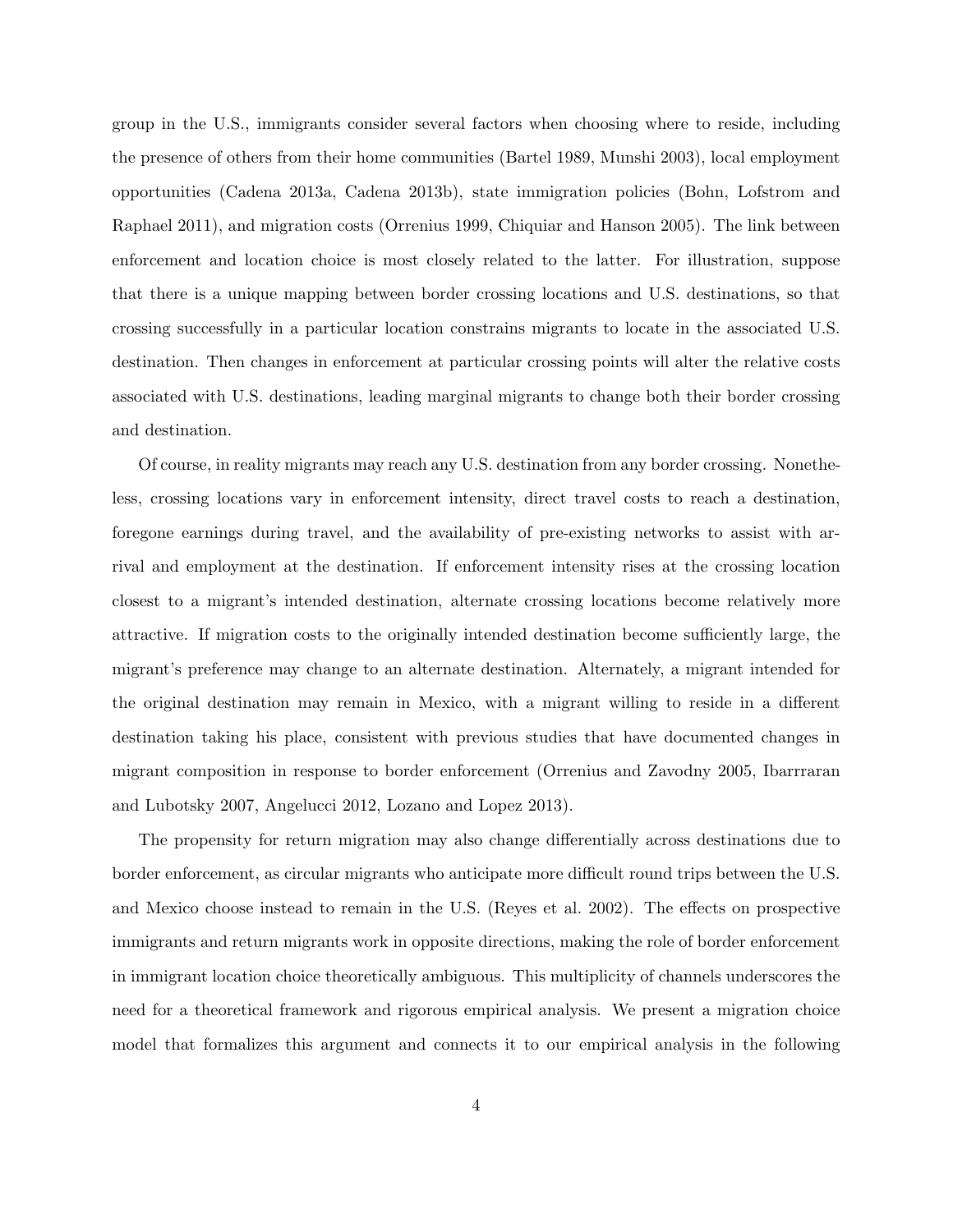group in the U.S., immigrants consider several factors when choosing where to reside, including the presence of others from their home communities (Bartel 1989, Munshi 2003), local employment opportunities (Cadena 2013a, Cadena 2013b), state immigration policies (Bohn, Lofstrom and Raphael 2011), and migration costs (Orrenius 1999, Chiquiar and Hanson 2005). The link between enforcement and location choice is most closely related to the latter. For illustration, suppose that there is a unique mapping between border crossing locations and U.S. destinations, so that crossing successfully in a particular location constrains migrants to locate in the associated U.S. destination. Then changes in enforcement at particular crossing points will alter the relative costs associated with U.S. destinations, leading marginal migrants to change both their border crossing and destination.

Of course, in reality migrants may reach any U.S. destination from any border crossing. Nonetheless, crossing locations vary in enforcement intensity, direct travel costs to reach a destination, foregone earnings during travel, and the availability of pre-existing networks to assist with arrival and employment at the destination. If enforcement intensity rises at the crossing location closest to a migrant's intended destination, alternate crossing locations become relatively more attractive. If migration costs to the originally intended destination become sufficiently large, the migrant's preference may change to an alternate destination. Alternately, a migrant intended for the original destination may remain in Mexico, with a migrant willing to reside in a different destination taking his place, consistent with previous studies that have documented changes in migrant composition in response to border enforcement (Orrenius and Zavodny 2005, Ibarrraran and Lubotsky 2007, Angelucci 2012, Lozano and Lopez 2013).

The propensity for return migration may also change differentially across destinations due to border enforcement, as circular migrants who anticipate more difficult round trips between the U.S. and Mexico choose instead to remain in the U.S. (Reyes et al. 2002). The effects on prospective immigrants and return migrants work in opposite directions, making the role of border enforcement in immigrant location choice theoretically ambiguous. This multiplicity of channels underscores the need for a theoretical framework and rigorous empirical analysis. We present a migration choice model that formalizes this argument and connects it to our empirical analysis in the following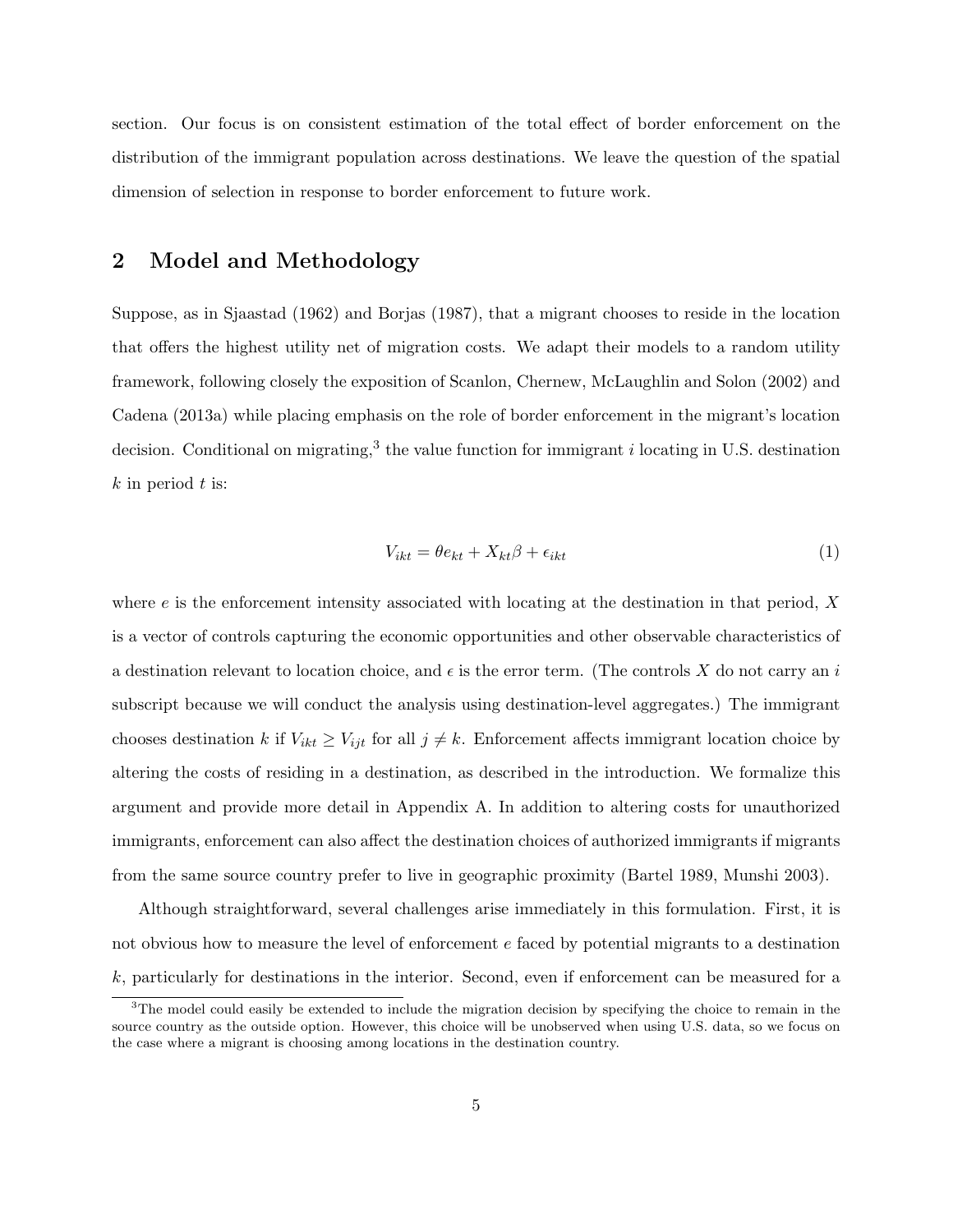section. Our focus is on consistent estimation of the total effect of border enforcement on the distribution of the immigrant population across destinations. We leave the question of the spatial dimension of selection in response to border enforcement to future work.

## 2 Model and Methodology

Suppose, as in Sjaastad (1962) and Borjas (1987), that a migrant chooses to reside in the location that offers the highest utility net of migration costs. We adapt their models to a random utility framework, following closely the exposition of Scanlon, Chernew, McLaughlin and Solon (2002) and Cadena (2013a) while placing emphasis on the role of border enforcement in the migrant's location decision. Conditional on migrating,[3] the value function for immigrant $i$ locating in U.S. destination $k$ in period $t$ is:

$$V_{ikt} = \theta e_{kt} + X_{kt}\beta + \epsilon_{ikt} \tag{1}$$

where $e$ is the enforcement intensity associated with locating at the destination in that period, $X$ is a vector of controls capturing the economic opportunities and other observable characteristics of a destination relevant to location choice, and $\epsilon$ is the error term. (The controls $X$ do not carry an $i$ subscript because we will conduct the analysis using destination-level aggregates.) The immigrant chooses destination $k$ if $V_{ikt} \geq V_{ijt}$ for all $j \neq k$. Enforcement affects immigrant location choice by altering the costs of residing in a destination, as described in the introduction. We formalize this argument and provide more detail in Appendix A. In addition to altering costs for unauthorized immigrants, enforcement can also affect the destination choices of authorized immigrants if migrants from the same source country prefer to live in geographic proximity (Bartel 1989, Munshi 2003).

Although straightforward, several challenges arise immediately in this formulation. First, it is not obvious how to measure the level of enforcement $e$ faced by potential migrants to a destination $k$, particularly for destinations in the interior. Second, even if enforcement can be measured for a

[3] The model could easily be extended to include the migration decision by specifying the choice to remain in the source country as the outside option. However, this choice will be unobserved when using U.S. data, so we focus on the case where a migrant is choosing among locations in the destination country.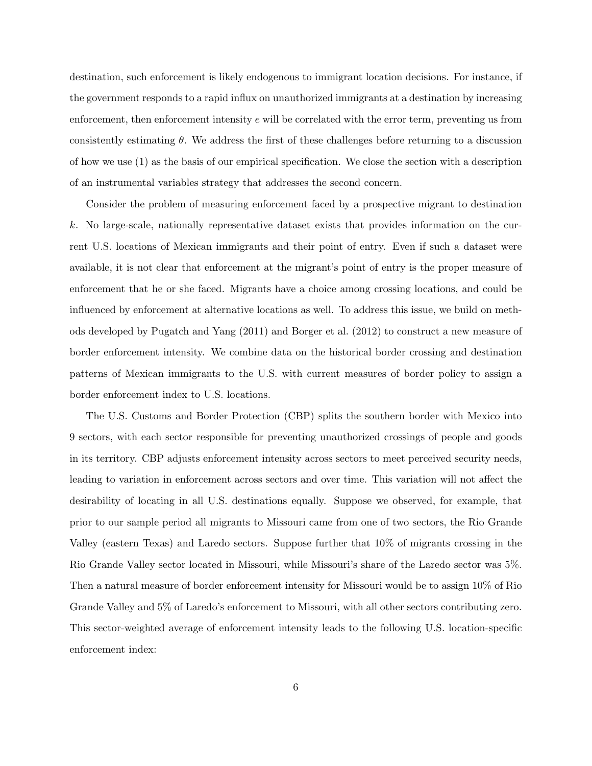destination, such enforcement is likely endogenous to immigrant location decisions. For instance, if the government responds to a rapid influx on unauthorized immigrants at a destination by increasing enforcement, then enforcement intensity $e$ will be correlated with the error term, preventing us from consistently estimating $\theta$. We address the first of these challenges before returning to a discussion of how we use (1) as the basis of our empirical specification. We close the section with a description of an instrumental variables strategy that addresses the second concern.

Consider the problem of measuring enforcement faced by a prospective migrant to destination $k$. No large-scale, nationally representative dataset exists that provides information on the current U.S. locations of Mexican immigrants and their point of entry. Even if such a dataset were available, it is not clear that enforcement at the migrant's point of entry is the proper measure of enforcement that he or she faced. Migrants have a choice among crossing locations, and could be influenced by enforcement at alternative locations as well. To address this issue, we build on methods developed by Pugatch and Yang (2011) and Borger et al. (2012) to construct a new measure of border enforcement intensity. We combine data on the historical border crossing and destination patterns of Mexican immigrants to the U.S. with current measures of border policy to assign a border enforcement index to U.S. locations.

The U.S. Customs and Border Protection (CBP) splits the southern border with Mexico into 9 sectors, with each sector responsible for preventing unauthorized crossings of people and goods in its territory. CBP adjusts enforcement intensity across sectors to meet perceived security needs, leading to variation in enforcement across sectors and over time. This variation will not affect the desirability of locating in all U.S. destinations equally. Suppose we observed, for example, that prior to our sample period all migrants to Missouri came from one of two sectors, the Rio Grande Valley (eastern Texas) and Laredo sectors. Suppose further that 10% of migrants crossing in the Rio Grande Valley sector located in Missouri, while Missouri's share of the Laredo sector was 5%. Then a natural measure of border enforcement intensity for Missouri would be to assign 10% of Rio Grande Valley and 5% of Laredo's enforcement to Missouri, with all other sectors contributing zero. This sector-weighted average of enforcement intensity leads to the following U.S. location-specific enforcement index: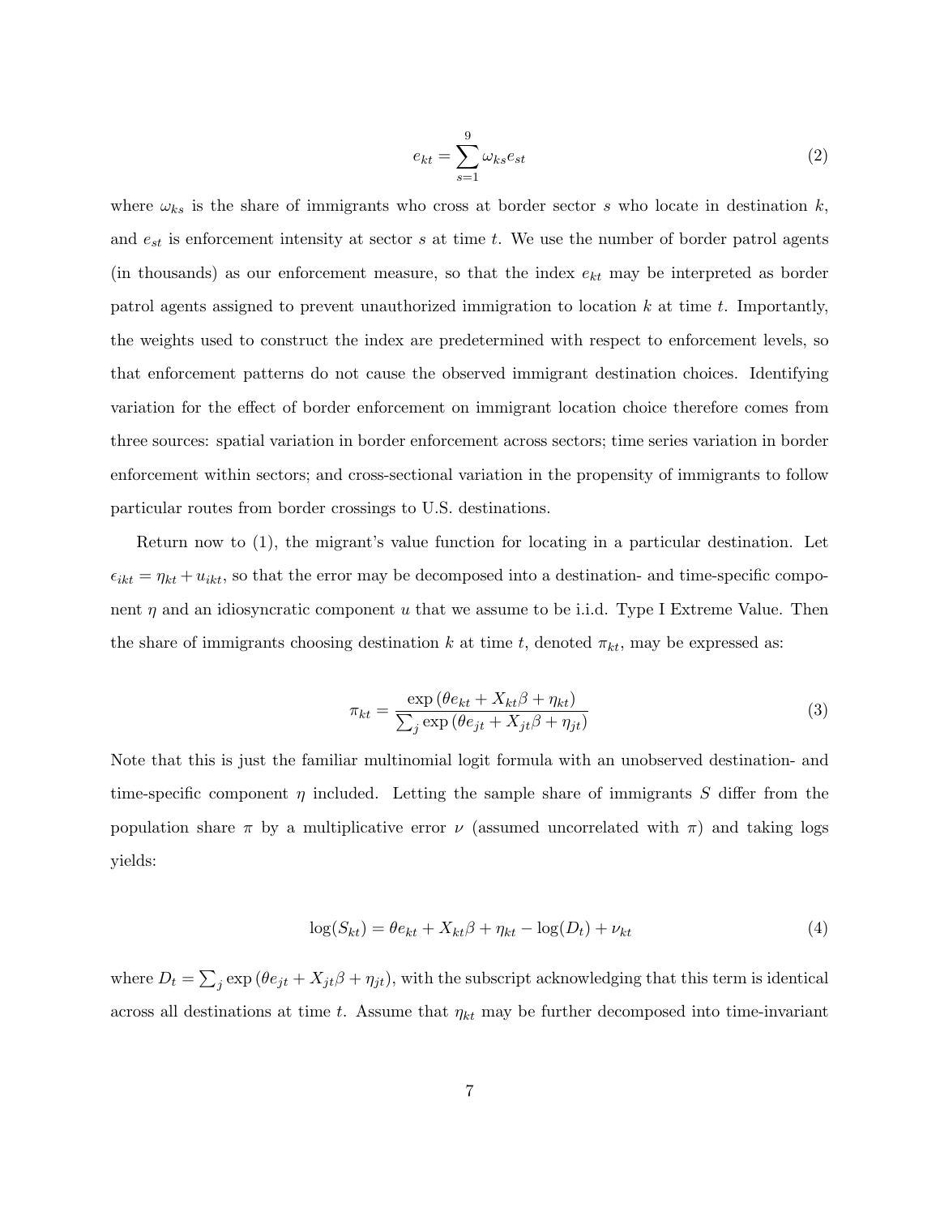$$e_{kt} = \sum_{s=1}^{9} \omega_{ks} e_{st} \tag{2}$$

where $\omega_{ks}$ is the share of immigrants who cross at border sector $s$ who locate in destination $k$, and $e_{st}$ is enforcement intensity at sector $s$ at time $t$. We use the number of border patrol agents (in thousands) as our enforcement measure, so that the index $e_{kt}$ may be interpreted as border patrol agents assigned to prevent unauthorized immigration to location $k$ at time $t$. Importantly, the weights used to construct the index are predetermined with respect to enforcement levels, so that enforcement patterns do not cause the observed immigrant destination choices. Identifying variation for the effect of border enforcement on immigrant location choice therefore comes from three sources: spatial variation in border enforcement across sectors; time series variation in border enforcement within sectors; and cross-sectional variation in the propensity of immigrants to follow particular routes from border crossings to U.S. destinations.

Return now to (1), the migrant's value function for locating in a particular destination. Let $\epsilon_{ikt} = \eta_{kt} + u_{ikt}$, so that the error may be decomposed into a destination- and time-specific component $\eta$ and an idiosyncratic component $u$ that we assume to be i.i.d. Type I Extreme Value. Then the share of immigrants choosing destination $k$ at time $t$, denoted $\pi_{kt}$, may be expressed as:

$$\pi_{kt} = \frac{\exp\left(\theta e_{kt} + X_{kt}\beta + \eta_{kt}\right)}{\sum_j \exp\left(\theta e_{jt} + X_{jt}\beta + \eta_{jt}\right)} \tag{3}$$

Note that this is just the familiar multinomial logit formula with an unobserved destination- and time-specific component $\eta$ included. Letting the sample share of immigrants $S$ differ from the population share $\pi$ by a multiplicative error $\nu$ (assumed uncorrelated with $\pi$) and taking logs yields:

$$\log(S_{kt}) = \theta e_{kt} + X_{kt}\beta + \eta_{kt} - \log(D_t) + \nu_{kt} \tag{4}$$

where $D_t = \sum_j \exp\left(\theta e_{jt} + X_{jt}\beta + \eta_{jt}\right)$, with the subscript acknowledging that this term is identical across all destinations at time $t$. Assume that $\eta_{kt}$ may be further decomposed into time-invariant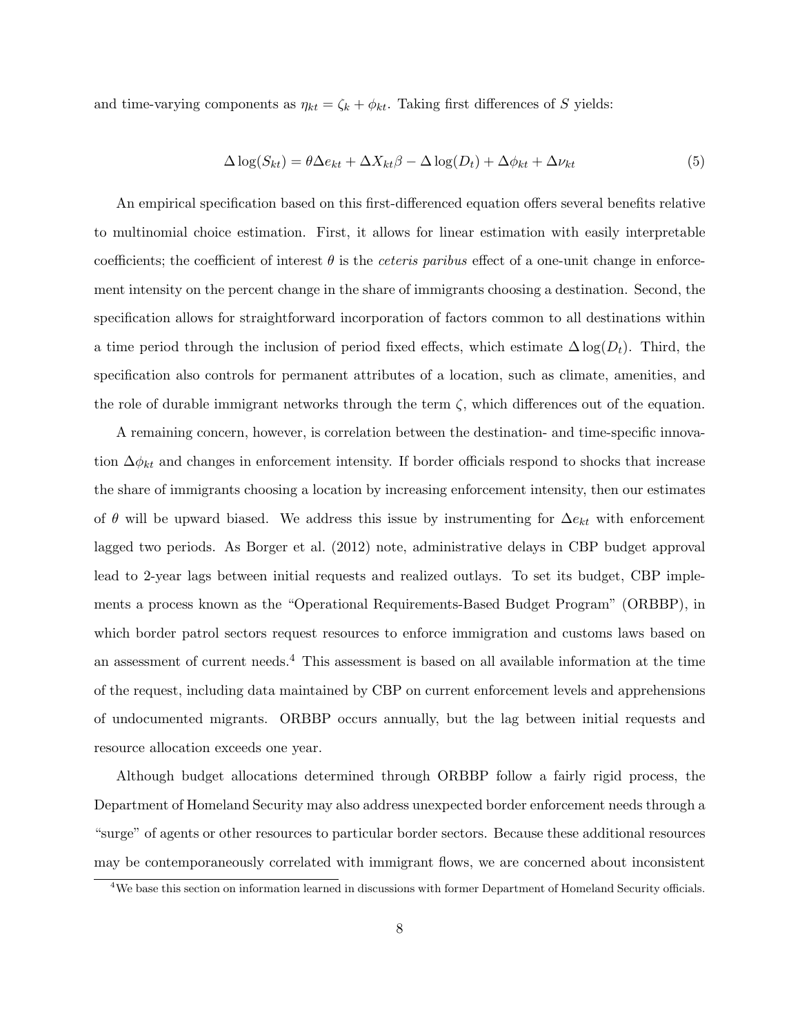and time-varying components as $\eta_{kt} = \zeta_k + \phi_{kt}$. Taking first differences of $S$ yields:

$$\Delta \log(S_{kt}) = \theta \Delta e_{kt} + \Delta X_{kt}\beta - \Delta \log(D_t) + \Delta \phi_{kt} + \Delta \nu_{kt} \tag{5}$$

An empirical specification based on this first-differenced equation offers several benefits relative to multinomial choice estimation. First, it allows for linear estimation with easily interpretable coefficients; the coefficient of interest $\theta$ is the *ceteris paribus* effect of a one-unit change in enforcement intensity on the percent change in the share of immigrants choosing a destination. Second, the specification allows for straightforward incorporation of factors common to all destinations within a time period through the inclusion of period fixed effects, which estimate $\Delta \log(D_t)$. Third, the specification also controls for permanent attributes of a location, such as climate, amenities, and the role of durable immigrant networks through the term $\zeta$, which differences out of the equation.

A remaining concern, however, is correlation between the destination- and time-specific innovation $\Delta \phi_{kt}$ and changes in enforcement intensity. If border officials respond to shocks that increase the share of immigrants choosing a location by increasing enforcement intensity, then our estimates of $\theta$ will be upward biased. We address this issue by instrumenting for $\Delta e_{kt}$ with enforcement lagged two periods. As Borger et al. (2012) note, administrative delays in CBP budget approval lead to 2-year lags between initial requests and realized outlays. To set its budget, CBP implements a process known as the "Operational Requirements-Based Budget Program" (ORBBP), in which border patrol sectors request resources to enforce immigration and customs laws based on an assessment of current needs.[4] This assessment is based on all available information at the time of the request, including data maintained by CBP on current enforcement levels and apprehensions of undocumented migrants. ORBBP occurs annually, but the lag between initial requests and resource allocation exceeds one year.

Although budget allocations determined through ORBBP follow a fairly rigid process, the Department of Homeland Security may also address unexpected border enforcement needs through a "surge" of agents or other resources to particular border sectors. Because these additional resources may be contemporaneously correlated with immigrant flows, we are concerned about inconsistent

[4]We base this section on information learned in discussions with former Department of Homeland Security officials.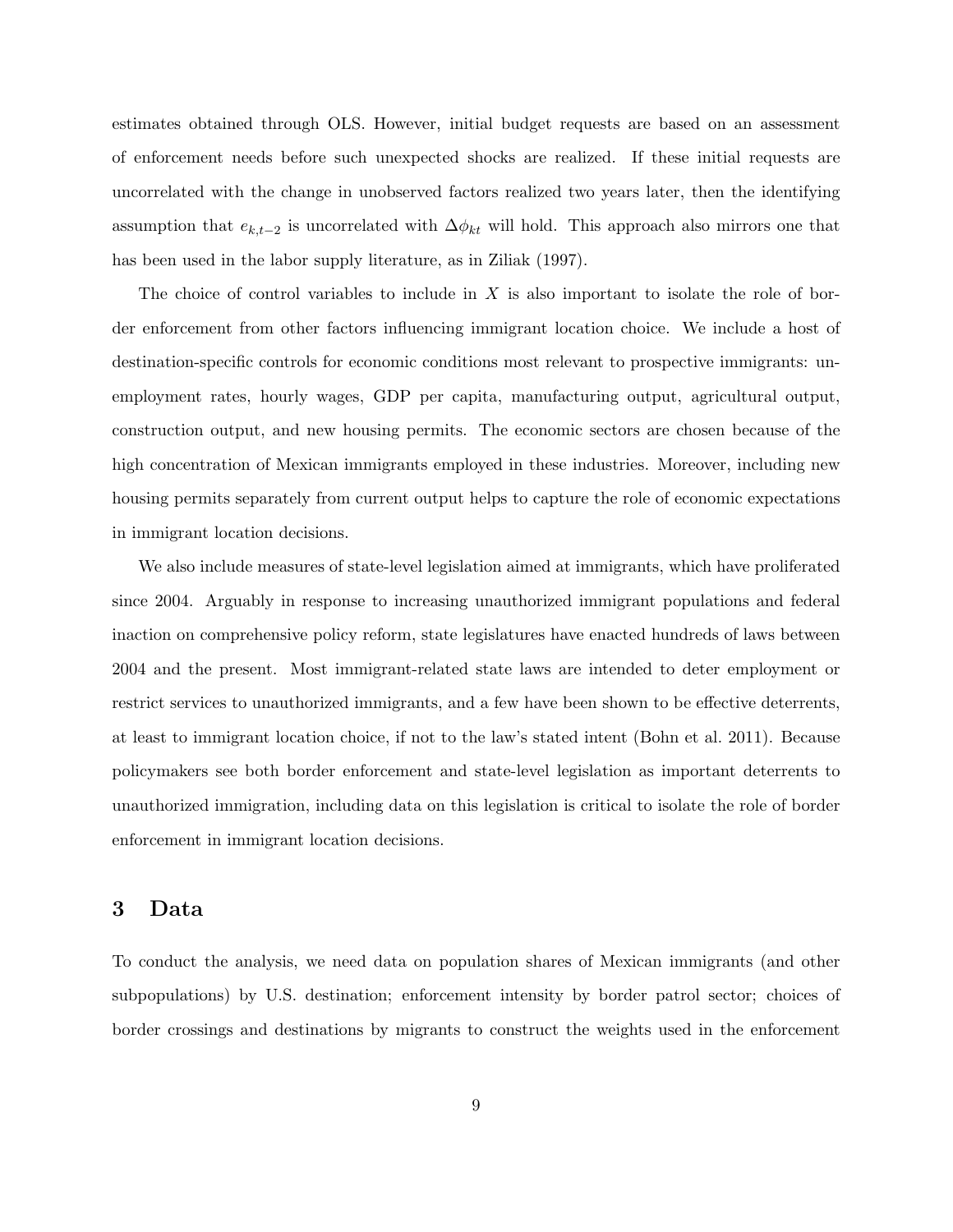estimates obtained through OLS. However, initial budget requests are based on an assessment of enforcement needs before such unexpected shocks are realized. If these initial requests are uncorrelated with the change in unobserved factors realized two years later, then the identifying assumption that $e_{k,t-2}$ is uncorrelated with $\Delta\phi_{kt}$ will hold. This approach also mirrors one that has been used in the labor supply literature, as in Ziliak (1997).

The choice of control variables to include in $X$ is also important to isolate the role of border enforcement from other factors influencing immigrant location choice. We include a host of destination-specific controls for economic conditions most relevant to prospective immigrants: unemployment rates, hourly wages, GDP per capita, manufacturing output, agricultural output, construction output, and new housing permits. The economic sectors are chosen because of the high concentration of Mexican immigrants employed in these industries. Moreover, including new housing permits separately from current output helps to capture the role of economic expectations in immigrant location decisions.

We also include measures of state-level legislation aimed at immigrants, which have proliferated since 2004. Arguably in response to increasing unauthorized immigrant populations and federal inaction on comprehensive policy reform, state legislatures have enacted hundreds of laws between 2004 and the present. Most immigrant-related state laws are intended to deter employment or restrict services to unauthorized immigrants, and a few have been shown to be effective deterrents, at least to immigrant location choice, if not to the law's stated intent (Bohn et al. 2011). Because policymakers see both border enforcement and state-level legislation as important deterrents to unauthorized immigration, including data on this legislation is critical to isolate the role of border enforcement in immigrant location decisions.

## 3 Data

To conduct the analysis, we need data on population shares of Mexican immigrants (and other subpopulations) by U.S. destination; enforcement intensity by border patrol sector; choices of border crossings and destinations by migrants to construct the weights used in the enforcement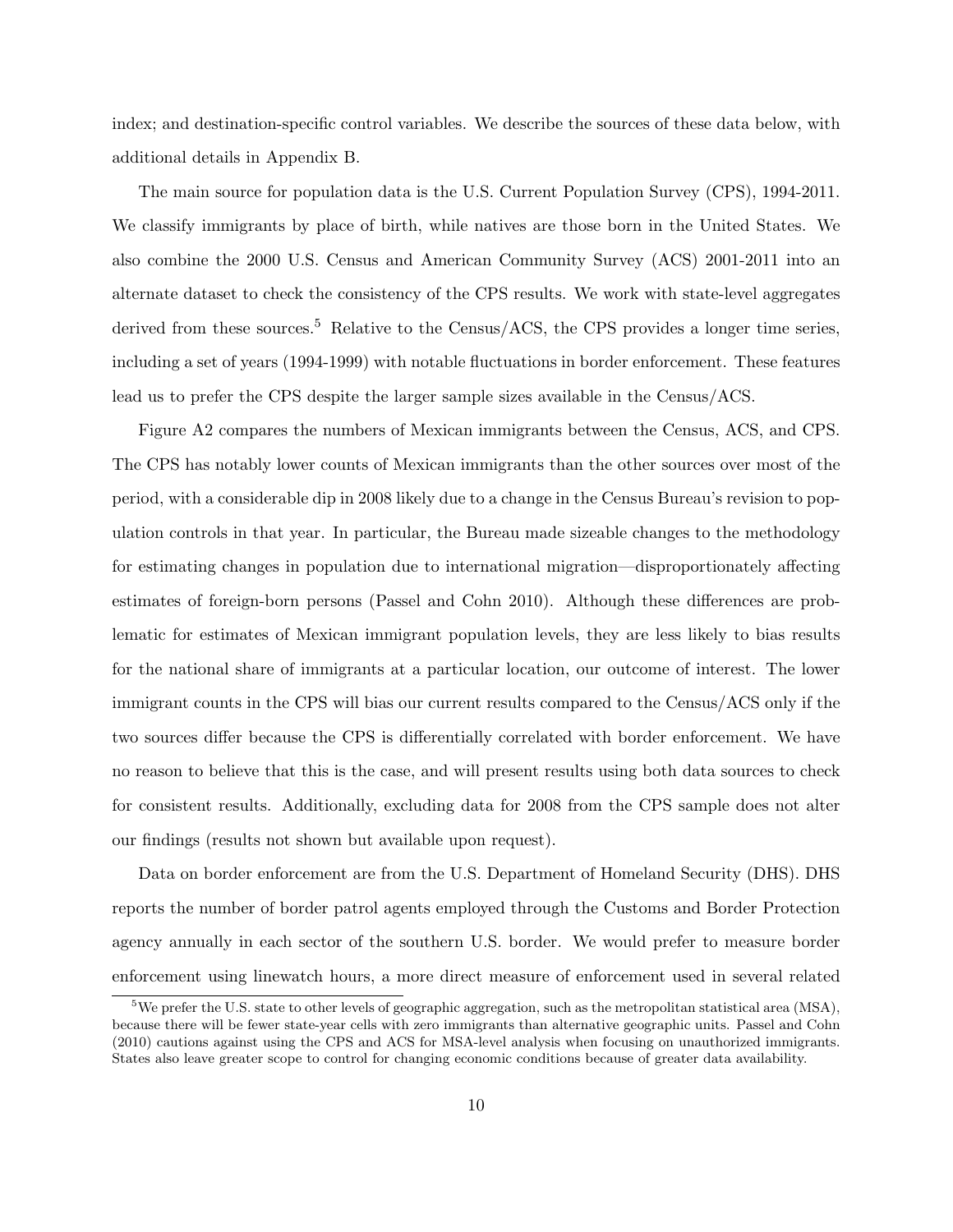index; and destination-specific control variables. We describe the sources of these data below, with additional details in Appendix B.

The main source for population data is the U.S. Current Population Survey (CPS), 1994-2011. We classify immigrants by place of birth, while natives are those born in the United States. We also combine the 2000 U.S. Census and American Community Survey (ACS) 2001-2011 into an alternate dataset to check the consistency of the CPS results. We work with state-level aggregates derived from these sources.[5] Relative to the Census/ACS, the CPS provides a longer time series, including a set of years (1994-1999) with notable fluctuations in border enforcement. These features lead us to prefer the CPS despite the larger sample sizes available in the Census/ACS.

Figure A2 compares the numbers of Mexican immigrants between the Census, ACS, and CPS. The CPS has notably lower counts of Mexican immigrants than the other sources over most of the period, with a considerable dip in 2008 likely due to a change in the Census Bureau's revision to population controls in that year. In particular, the Bureau made sizeable changes to the methodology for estimating changes in population due to international migration—disproportionately affecting estimates of foreign-born persons (Passel and Cohn 2010). Although these differences are problematic for estimates of Mexican immigrant population levels, they are less likely to bias results for the national share of immigrants at a particular location, our outcome of interest. The lower immigrant counts in the CPS will bias our current results compared to the Census/ACS only if the two sources differ because the CPS is differentially correlated with border enforcement. We have no reason to believe that this is the case, and will present results using both data sources to check for consistent results. Additionally, excluding data for 2008 from the CPS sample does not alter our findings (results not shown but available upon request).

Data on border enforcement are from the U.S. Department of Homeland Security (DHS). DHS reports the number of border patrol agents employed through the Customs and Border Protection agency annually in each sector of the southern U.S. border. We would prefer to measure border enforcement using linewatch hours, a more direct measure of enforcement used in several related

[5] We prefer the U.S. state to other levels of geographic aggregation, such as the metropolitan statistical area (MSA), because there will be fewer state-year cells with zero immigrants than alternative geographic units. Passel and Cohn (2010) cautions against using the CPS and ACS for MSA-level analysis when focusing on unauthorized immigrants. States also leave greater scope to control for changing economic conditions because of greater data availability.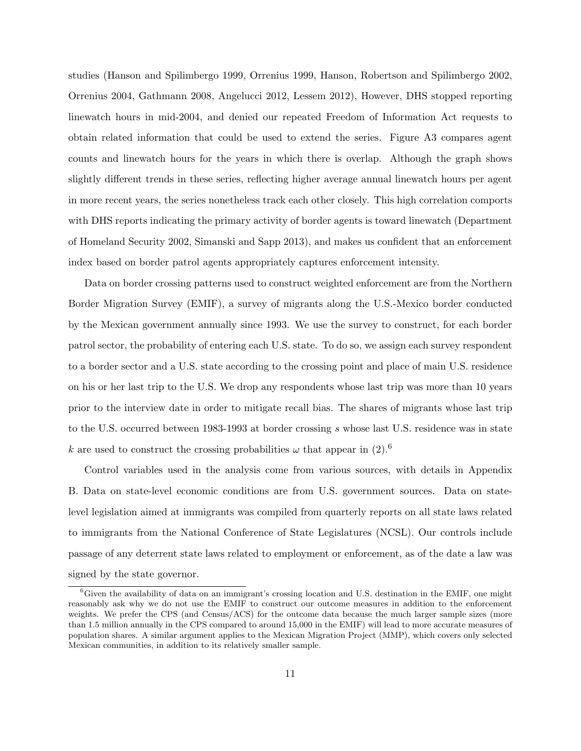studies (Hanson and Spilimbergo 1999, Orrenius 1999, Hanson, Robertson and Spilimbergo 2002, Orrenius 2004, Gathmann 2008, Angelucci 2012, Lessem 2012), However, DHS stopped reporting linewatch hours in mid-2004, and denied our repeated Freedom of Information Act requests to obtain related information that could be used to extend the series. Figure A3 compares agent counts and linewatch hours for the years in which there is overlap. Although the graph shows slightly different trends in these series, reflecting higher average annual linewatch hours per agent in more recent years, the series nonetheless track each other closely. This high correlation comports with DHS reports indicating the primary activity of border agents is toward linewatch (Department of Homeland Security 2002, Simanski and Sapp 2013), and makes us confident that an enforcement index based on border patrol agents appropriately captures enforcement intensity.

Data on border crossing patterns used to construct weighted enforcement are from the Northern Border Migration Survey (EMIF), a survey of migrants along the U.S.-Mexico border conducted by the Mexican government annually since 1993. We use the survey to construct, for each border patrol sector, the probability of entering each U.S. state. To do so, we assign each survey respondent to a border sector and a U.S. state according to the crossing point and place of main U.S. residence on his or her last trip to the U.S. We drop any respondents whose last trip was more than 10 years prior to the interview date in order to mitigate recall bias. The shares of migrants whose last trip to the U.S. occurred between 1983-1993 at border crossing $s$ whose last U.S. residence was in state $k$ are used to construct the crossing probabilities $\omega$ that appear in (2).[6]

Control variables used in the analysis come from various sources, with details in Appendix B. Data on state-level economic conditions are from U.S. government sources. Data on state-level legislation aimed at immigrants was compiled from quarterly reports on all state laws related to immigrants from the National Conference of State Legislatures (NCSL). Our controls include passage of any deterrent state laws related to employment or enforcement, as of the date a law was signed by the state governor.

[6] Given the availability of data on an immigrant's crossing location and U.S. destination in the EMIF, one might reasonably ask why we do not use the EMIF to construct our outcome measures in addition to the enforcement weights. We prefer the CPS (and Census/ACS) for the outcome data because the much larger sample sizes (more than 1.5 million annually in the CPS compared to around 15,000 in the EMIF) will lead to more accurate measures of population shares. A similar argument applies to the Mexican Migration Project (MMP), which covers only selected Mexican communities, in addition to its relatively smaller sample.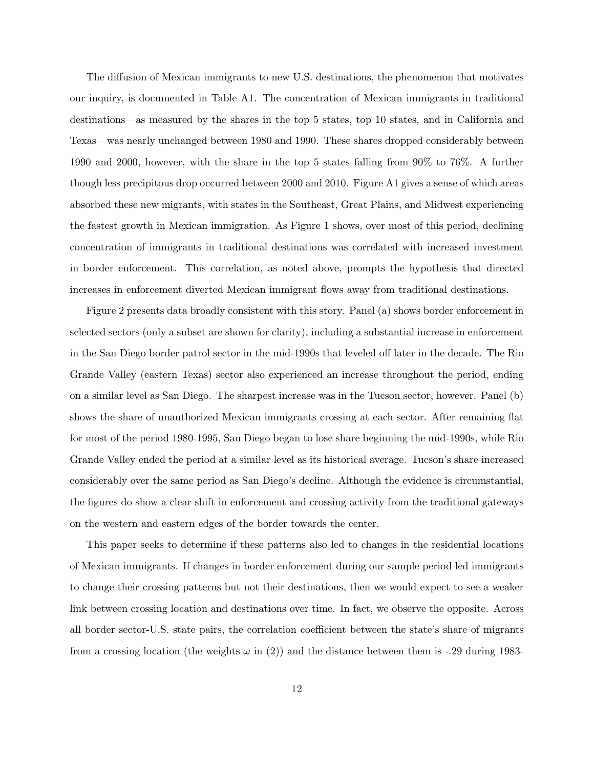The diffusion of Mexican immigrants to new U.S. destinations, the phenomenon that motivates our inquiry, is documented in Table A1. The concentration of Mexican immigrants in traditional destinations—as measured by the shares in the top 5 states, top 10 states, and in California and Texas—was nearly unchanged between 1980 and 1990. These shares dropped considerably between 1990 and 2000, however, with the share in the top 5 states falling from 90% to 76%. A further though less precipitous drop occurred between 2000 and 2010. Figure A1 gives a sense of which areas absorbed these new migrants, with states in the Southeast, Great Plains, and Midwest experiencing the fastest growth in Mexican immigration. As Figure 1 shows, over most of this period, declining concentration of immigrants in traditional destinations was correlated with increased investment in border enforcement. This correlation, as noted above, prompts the hypothesis that directed increases in enforcement diverted Mexican immigrant flows away from traditional destinations.

Figure 2 presents data broadly consistent with this story. Panel (a) shows border enforcement in selected sectors (only a subset are shown for clarity), including a substantial increase in enforcement in the San Diego border patrol sector in the mid-1990s that leveled off later in the decade. The Rio Grande Valley (eastern Texas) sector also experienced an increase throughout the period, ending on a similar level as San Diego. The sharpest increase was in the Tucson sector, however. Panel (b) shows the share of unauthorized Mexican immigrants crossing at each sector. After remaining flat for most of the period 1980-1995, San Diego began to lose share beginning the mid-1990s, while Rio Grande Valley ended the period at a similar level as its historical average. Tucson's share increased considerably over the same period as San Diego's decline. Although the evidence is circumstantial, the figures do show a clear shift in enforcement and crossing activity from the traditional gateways on the western and eastern edges of the border towards the center.

This paper seeks to determine if these patterns also led to changes in the residential locations of Mexican immigrants. If changes in border enforcement during our sample period led immigrants to change their crossing patterns but not their destinations, then we would expect to see a weaker link between crossing location and destinations over time. In fact, we observe the opposite. Across all border sector-U.S. state pairs, the correlation coefficient between the state's share of migrants from a crossing location (the weights $\omega$ in (2)) and the distance between them is -.29 during 1983-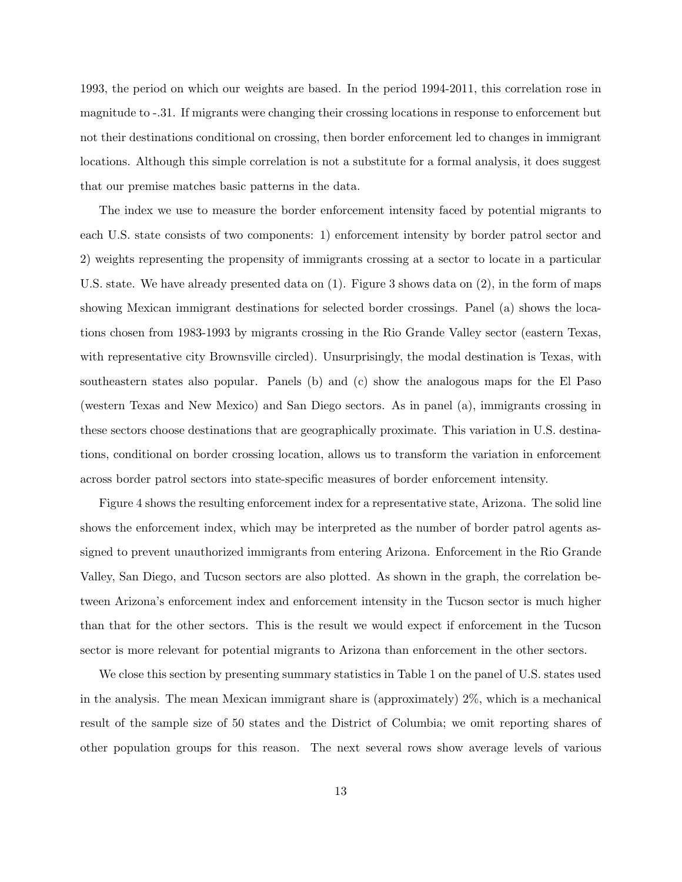1993, the period on which our weights are based. In the period 1994-2011, this correlation rose in magnitude to -.31. If migrants were changing their crossing locations in response to enforcement but not their destinations conditional on crossing, then border enforcement led to changes in immigrant locations. Although this simple correlation is not a substitute for a formal analysis, it does suggest that our premise matches basic patterns in the data.

The index we use to measure the border enforcement intensity faced by potential migrants to each U.S. state consists of two components: 1) enforcement intensity by border patrol sector and 2) weights representing the propensity of immigrants crossing at a sector to locate in a particular U.S. state. We have already presented data on (1). Figure 3 shows data on (2), in the form of maps showing Mexican immigrant destinations for selected border crossings. Panel (a) shows the locations chosen from 1983-1993 by migrants crossing in the Rio Grande Valley sector (eastern Texas, with representative city Brownsville circled). Unsurprisingly, the modal destination is Texas, with southeastern states also popular. Panels (b) and (c) show the analogous maps for the El Paso (western Texas and New Mexico) and San Diego sectors. As in panel (a), immigrants crossing in these sectors choose destinations that are geographically proximate. This variation in U.S. destinations, conditional on border crossing location, allows us to transform the variation in enforcement across border patrol sectors into state-specific measures of border enforcement intensity.

Figure 4 shows the resulting enforcement index for a representative state, Arizona. The solid line shows the enforcement index, which may be interpreted as the number of border patrol agents assigned to prevent unauthorized immigrants from entering Arizona. Enforcement in the Rio Grande Valley, San Diego, and Tucson sectors are also plotted. As shown in the graph, the correlation between Arizona's enforcement index and enforcement intensity in the Tucson sector is much higher than that for the other sectors. This is the result we would expect if enforcement in the Tucson sector is more relevant for potential migrants to Arizona than enforcement in the other sectors.

We close this section by presenting summary statistics in Table 1 on the panel of U.S. states used in the analysis. The mean Mexican immigrant share is (approximately) 2%, which is a mechanical result of the sample size of 50 states and the District of Columbia; we omit reporting shares of other population groups for this reason. The next several rows show average levels of various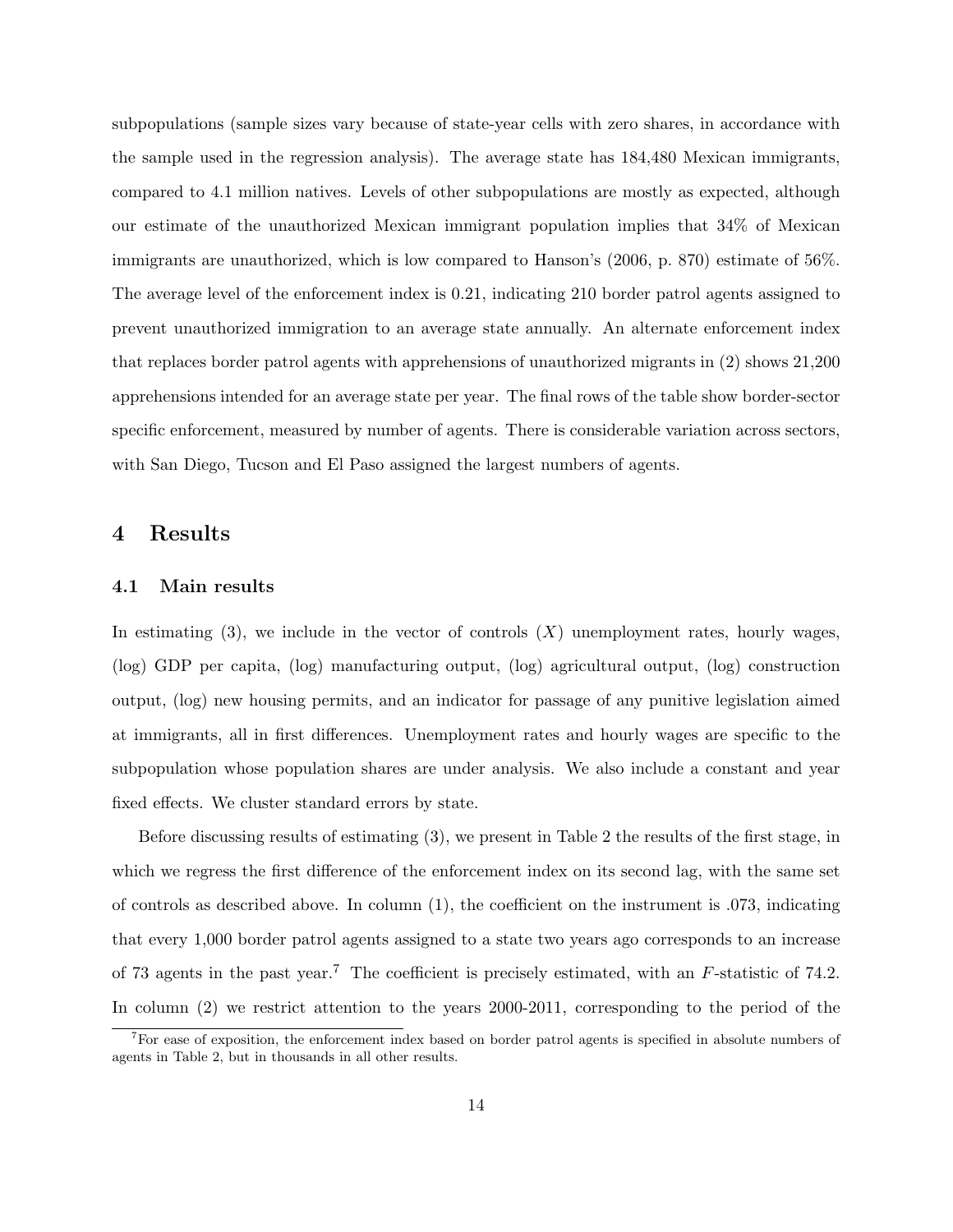subpopulations (sample sizes vary because of state-year cells with zero shares, in accordance with the sample used in the regression analysis). The average state has 184,480 Mexican immigrants, compared to 4.1 million natives. Levels of other subpopulations are mostly as expected, although our estimate of the unauthorized Mexican immigrant population implies that 34% of Mexican immigrants are unauthorized, which is low compared to Hanson's (2006, p. 870) estimate of 56%. The average level of the enforcement index is 0.21, indicating 210 border patrol agents assigned to prevent unauthorized immigration to an average state annually. An alternate enforcement index that replaces border patrol agents with apprehensions of unauthorized migrants in (2) shows 21,200 apprehensions intended for an average state per year. The final rows of the table show border-sector specific enforcement, measured by number of agents. There is considerable variation across sectors, with San Diego, Tucson and El Paso assigned the largest numbers of agents.

# 4 Results

## 4.1 Main results

In estimating (3), we include in the vector of controls ($X$) unemployment rates, hourly wages, (log) GDP per capita, (log) manufacturing output, (log) agricultural output, (log) construction output, (log) new housing permits, and an indicator for passage of any punitive legislation aimed at immigrants, all in first differences. Unemployment rates and hourly wages are specific to the subpopulation whose population shares are under analysis. We also include a constant and year fixed effects. We cluster standard errors by state.

Before discussing results of estimating (3), we present in Table 2 the results of the first stage, in which we regress the first difference of the enforcement index on its second lag, with the same set of controls as described above. In column (1), the coefficient on the instrument is .073, indicating that every 1,000 border patrol agents assigned to a state two years ago corresponds to an increase of 73 agents in the past year.[7] The coefficient is precisely estimated, with an $F$-statistic of 74.2. In column (2) we restrict attention to the years 2000-2011, corresponding to the period of the

[7] For ease of exposition, the enforcement index based on border patrol agents is specified in absolute numbers of agents in Table 2, but in thousands in all other results.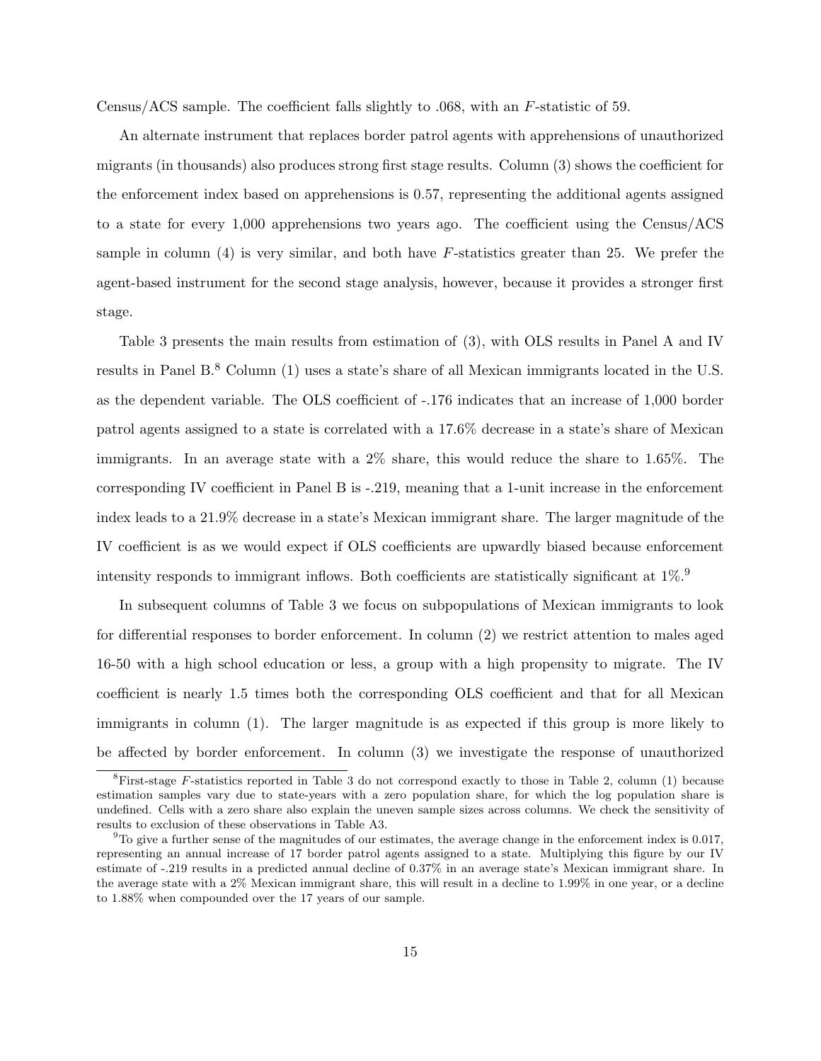Census/ACS sample. The coefficient falls slightly to .068, with an $F$-statistic of 59.

An alternate instrument that replaces border patrol agents with apprehensions of unauthorized migrants (in thousands) also produces strong first stage results. Column (3) shows the coefficient for the enforcement index based on apprehensions is 0.57, representing the additional agents assigned to a state for every 1,000 apprehensions two years ago. The coefficient using the Census/ACS sample in column (4) is very similar, and both have $F$-statistics greater than 25. We prefer the agent-based instrument for the second stage analysis, however, because it provides a stronger first stage.

Table 3 presents the main results from estimation of (3), with OLS results in Panel A and IV results in Panel B.[8] Column (1) uses a state's share of all Mexican immigrants located in the U.S. as the dependent variable. The OLS coefficient of -.176 indicates that an increase of 1,000 border patrol agents assigned to a state is correlated with a 17.6% decrease in a state's share of Mexican immigrants. In an average state with a 2% share, this would reduce the share to 1.65%. The corresponding IV coefficient in Panel B is -.219, meaning that a 1-unit increase in the enforcement index leads to a 21.9% decrease in a state's Mexican immigrant share. The larger magnitude of the IV coefficient is as we would expect if OLS coefficients are upwardly biased because enforcement intensity responds to immigrant inflows. Both coefficients are statistically significant at 1%.[9]

In subsequent columns of Table 3 we focus on subpopulations of Mexican immigrants to look for differential responses to border enforcement. In column (2) we restrict attention to males aged 16-50 with a high school education or less, a group with a high propensity to migrate. The IV coefficient is nearly 1.5 times both the corresponding OLS coefficient and that for all Mexican immigrants in column (1). The larger magnitude is as expected if this group is more likely to be affected by border enforcement. In column (3) we investigate the response of unauthorized

[8] First-stage $F$-statistics reported in Table 3 do not correspond exactly to those in Table 2, column (1) because estimation samples vary due to state-years with a zero population share, for which the log population share is undefined. Cells with a zero share also explain the uneven sample sizes across columns. We check the sensitivity of results to exclusion of these observations in Table A3.

[9] To give a further sense of the magnitudes of our estimates, the average change in the enforcement index is 0.017, representing an annual increase of 17 border patrol agents assigned to a state. Multiplying this figure by our IV estimate of -.219 results in a predicted annual decline of 0.37% in an average state's Mexican immigrant share. In the average state with a 2% Mexican immigrant share, this will result in a decline to 1.99% in one year, or a decline to 1.88% when compounded over the 17 years of our sample.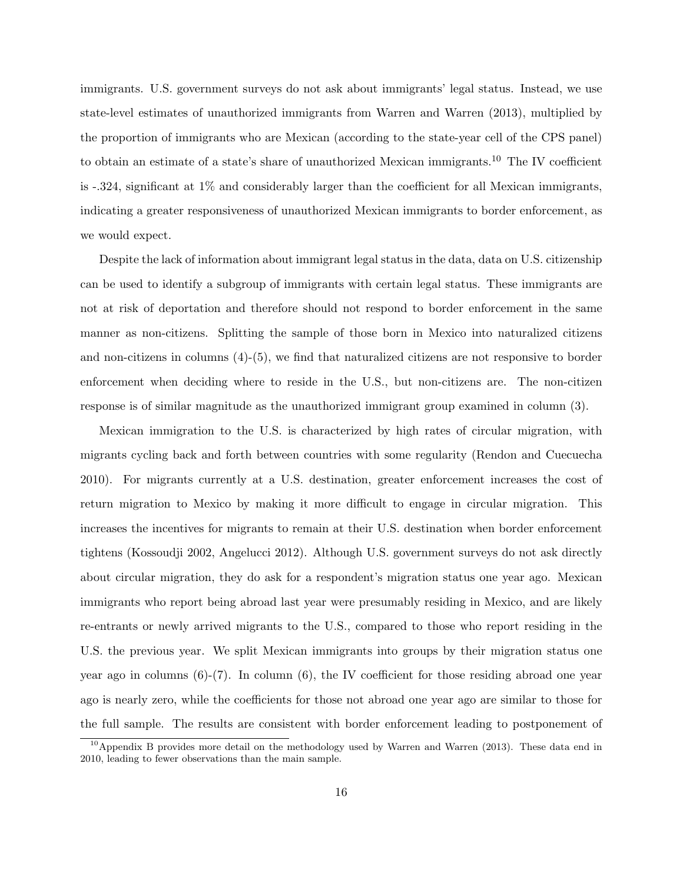immigrants. U.S. government surveys do not ask about immigrants' legal status. Instead, we use state-level estimates of unauthorized immigrants from Warren and Warren (2013), multiplied by the proportion of immigrants who are Mexican (according to the state-year cell of the CPS panel) to obtain an estimate of a state's share of unauthorized Mexican immigrants.[10] The IV coefficient is -.324, significant at 1% and considerably larger than the coefficient for all Mexican immigrants, indicating a greater responsiveness of unauthorized Mexican immigrants to border enforcement, as we would expect.

Despite the lack of information about immigrant legal status in the data, data on U.S. citizenship can be used to identify a subgroup of immigrants with certain legal status. These immigrants are not at risk of deportation and therefore should not respond to border enforcement in the same manner as non-citizens. Splitting the sample of those born in Mexico into naturalized citizens and non-citizens in columns (4)-(5), we find that naturalized citizens are not responsive to border enforcement when deciding where to reside in the U.S., but non-citizens are. The non-citizen response is of similar magnitude as the unauthorized immigrant group examined in column (3).

Mexican immigration to the U.S. is characterized by high rates of circular migration, with migrants cycling back and forth between countries with some regularity (Rendon and Cuecuecha 2010). For migrants currently at a U.S. destination, greater enforcement increases the cost of return migration to Mexico by making it more difficult to engage in circular migration. This increases the incentives for migrants to remain at their U.S. destination when border enforcement tightens (Kossoudji 2002, Angelucci 2012). Although U.S. government surveys do not ask directly about circular migration, they do ask for a respondent's migration status one year ago. Mexican immigrants who report being abroad last year were presumably residing in Mexico, and are likely re-entrants or newly arrived migrants to the U.S., compared to those who report residing in the U.S. the previous year. We split Mexican immigrants into groups by their migration status one year ago in columns (6)-(7). In column (6), the IV coefficient for those residing abroad one year ago is nearly zero, while the coefficients for those not abroad one year ago are similar to those for the full sample. The results are consistent with border enforcement leading to postponement of

[10] Appendix B provides more detail on the methodology used by Warren and Warren (2013). These data end in 2010, leading to fewer observations than the main sample.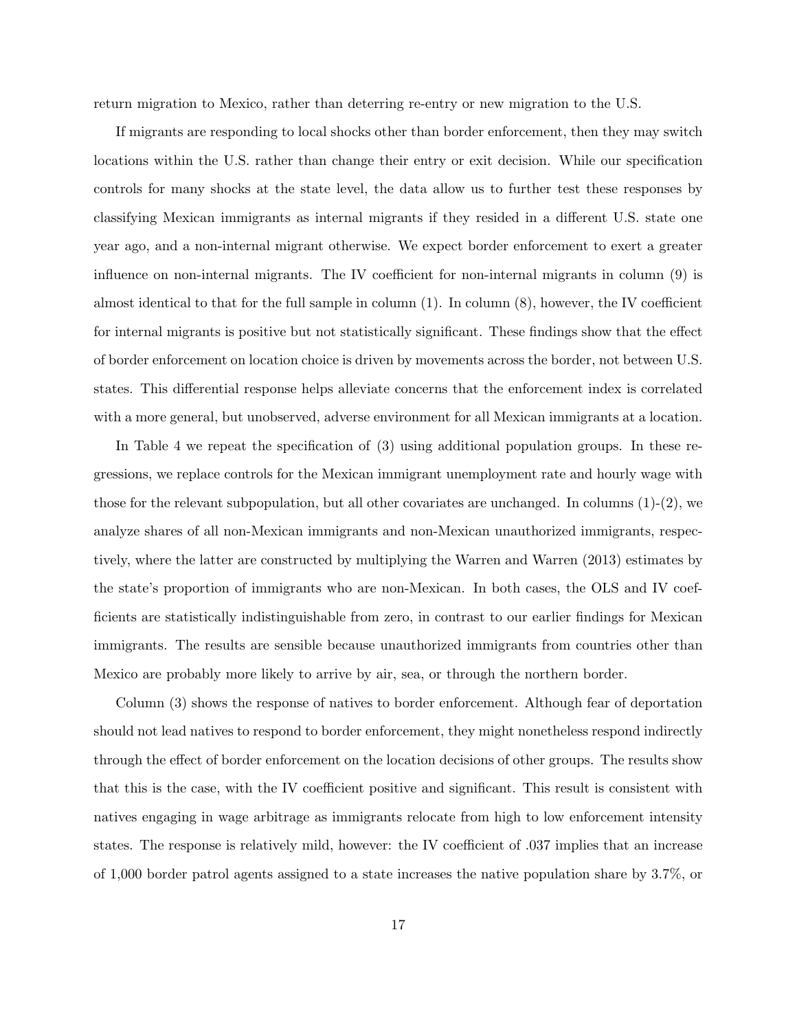return migration to Mexico, rather than deterring re-entry or new migration to the U.S.

If migrants are responding to local shocks other than border enforcement, then they may switch locations within the U.S. rather than change their entry or exit decision. While our specification controls for many shocks at the state level, the data allow us to further test these responses by classifying Mexican immigrants as internal migrants if they resided in a different U.S. state one year ago, and a non-internal migrant otherwise. We expect border enforcement to exert a greater influence on non-internal migrants. The IV coefficient for non-internal migrants in column (9) is almost identical to that for the full sample in column (1). In column (8), however, the IV coefficient for internal migrants is positive but not statistically significant. These findings show that the effect of border enforcement on location choice is driven by movements across the border, not between U.S. states. This differential response helps alleviate concerns that the enforcement index is correlated with a more general, but unobserved, adverse environment for all Mexican immigrants at a location.

In Table 4 we repeat the specification of (3) using additional population groups. In these regressions, we replace controls for the Mexican immigrant unemployment rate and hourly wage with those for the relevant subpopulation, but all other covariates are unchanged. In columns (1)-(2), we analyze shares of all non-Mexican immigrants and non-Mexican unauthorized immigrants, respectively, where the latter are constructed by multiplying the Warren and Warren (2013) estimates by the state's proportion of immigrants who are non-Mexican. In both cases, the OLS and IV coefficients are statistically indistinguishable from zero, in contrast to our earlier findings for Mexican immigrants. The results are sensible because unauthorized immigrants from countries other than Mexico are probably more likely to arrive by air, sea, or through the northern border.

Column (3) shows the response of natives to border enforcement. Although fear of deportation should not lead natives to respond to border enforcement, they might nonetheless respond indirectly through the effect of border enforcement on the location decisions of other groups. The results show that this is the case, with the IV coefficient positive and significant. This result is consistent with natives engaging in wage arbitrage as immigrants relocate from high to low enforcement intensity states. The response is relatively mild, however: the IV coefficient of .037 implies that an increase of 1,000 border patrol agents assigned to a state increases the native population share by 3.7%, or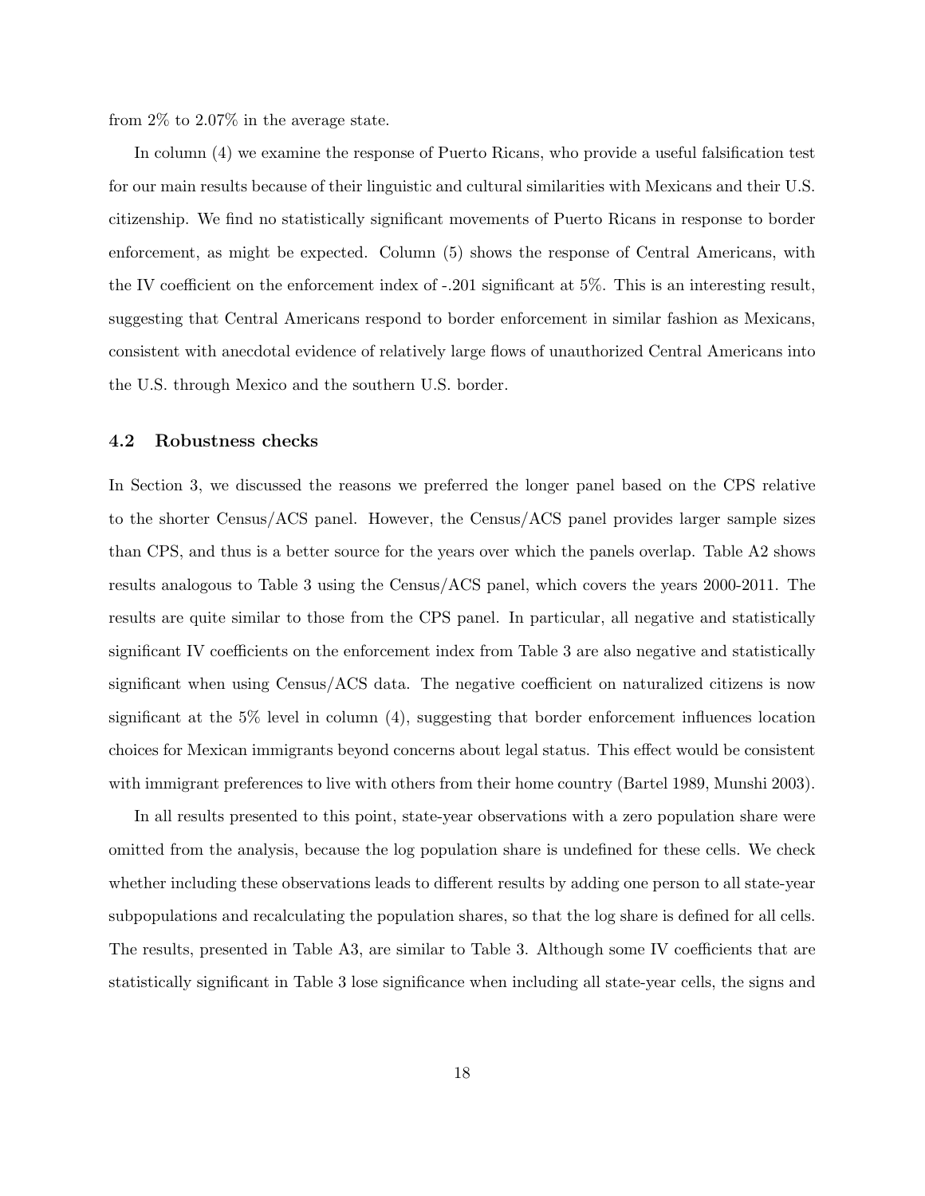from 2% to 2.07% in the average state.

In column (4) we examine the response of Puerto Ricans, who provide a useful falsification test for our main results because of their linguistic and cultural similarities with Mexicans and their U.S. citizenship. We find no statistically significant movements of Puerto Ricans in response to border enforcement, as might be expected. Column (5) shows the response of Central Americans, with the IV coefficient on the enforcement index of -.201 significant at 5%. This is an interesting result, suggesting that Central Americans respond to border enforcement in similar fashion as Mexicans, consistent with anecdotal evidence of relatively large flows of unauthorized Central Americans into the U.S. through Mexico and the southern U.S. border.

### 4.2 Robustness checks

In Section 3, we discussed the reasons we preferred the longer panel based on the CPS relative to the shorter Census/ACS panel. However, the Census/ACS panel provides larger sample sizes than CPS, and thus is a better source for the years over which the panels overlap. Table A2 shows results analogous to Table 3 using the Census/ACS panel, which covers the years 2000-2011. The results are quite similar to those from the CPS panel. In particular, all negative and statistically significant IV coefficients on the enforcement index from Table 3 are also negative and statistically significant when using Census/ACS data. The negative coefficient on naturalized citizens is now significant at the 5% level in column (4), suggesting that border enforcement influences location choices for Mexican immigrants beyond concerns about legal status. This effect would be consistent with immigrant preferences to live with others from their home country (Bartel 1989, Munshi 2003).

In all results presented to this point, state-year observations with a zero population share were omitted from the analysis, because the log population share is undefined for these cells. We check whether including these observations leads to different results by adding one person to all state-year subpopulations and recalculating the population shares, so that the log share is defined for all cells. The results, presented in Table A3, are similar to Table 3. Although some IV coefficients that are statistically significant in Table 3 lose significance when including all state-year cells, the signs and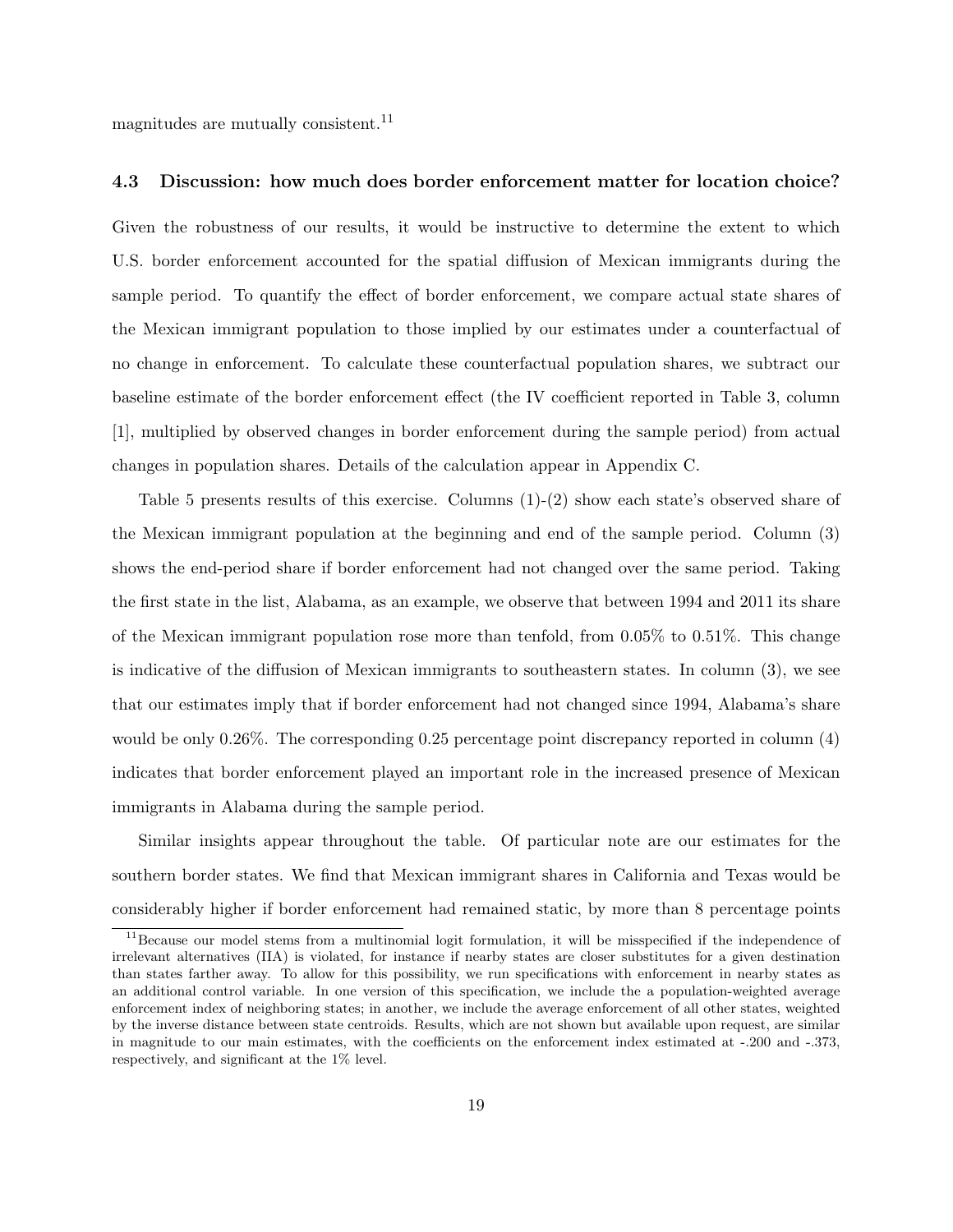magnitudes are mutually consistent.[11]

### 4.3 Discussion: how much does border enforcement matter for location choice?

Given the robustness of our results, it would be instructive to determine the extent to which U.S. border enforcement accounted for the spatial diffusion of Mexican immigrants during the sample period. To quantify the effect of border enforcement, we compare actual state shares of the Mexican immigrant population to those implied by our estimates under a counterfactual of no change in enforcement. To calculate these counterfactual population shares, we subtract our baseline estimate of the border enforcement effect (the IV coefficient reported in Table 3, column [1], multiplied by observed changes in border enforcement during the sample period) from actual changes in population shares. Details of the calculation appear in Appendix C.

Table 5 presents results of this exercise. Columns (1)-(2) show each state's observed share of the Mexican immigrant population at the beginning and end of the sample period. Column (3) shows the end-period share if border enforcement had not changed over the same period. Taking the first state in the list, Alabama, as an example, we observe that between 1994 and 2011 its share of the Mexican immigrant population rose more than tenfold, from 0.05% to 0.51%. This change is indicative of the diffusion of Mexican immigrants to southeastern states. In column (3), we see that our estimates imply that if border enforcement had not changed since 1994, Alabama's share would be only 0.26%. The corresponding 0.25 percentage point discrepancy reported in column (4) indicates that border enforcement played an important role in the increased presence of Mexican immigrants in Alabama during the sample period.

Similar insights appear throughout the table. Of particular note are our estimates for the southern border states. We find that Mexican immigrant shares in California and Texas would be considerably higher if border enforcement had remained static, by more than 8 percentage points

[11] Because our model stems from a multinomial logit formulation, it will be misspecified if the independence of irrelevant alternatives (IIA) is violated, for instance if nearby states are closer substitutes for a given destination than states farther away. To allow for this possibility, we run specifications with enforcement in nearby states as an additional control variable. In one version of this specification, we include the a population-weighted average enforcement index of neighboring states; in another, we include the average enforcement of all other states, weighted by the inverse distance between state centroids. Results, which are not shown but available upon request, are similar in magnitude to our main estimates, with the coefficients on the enforcement index estimated at -.200 and -.373, respectively, and significant at the 1% level.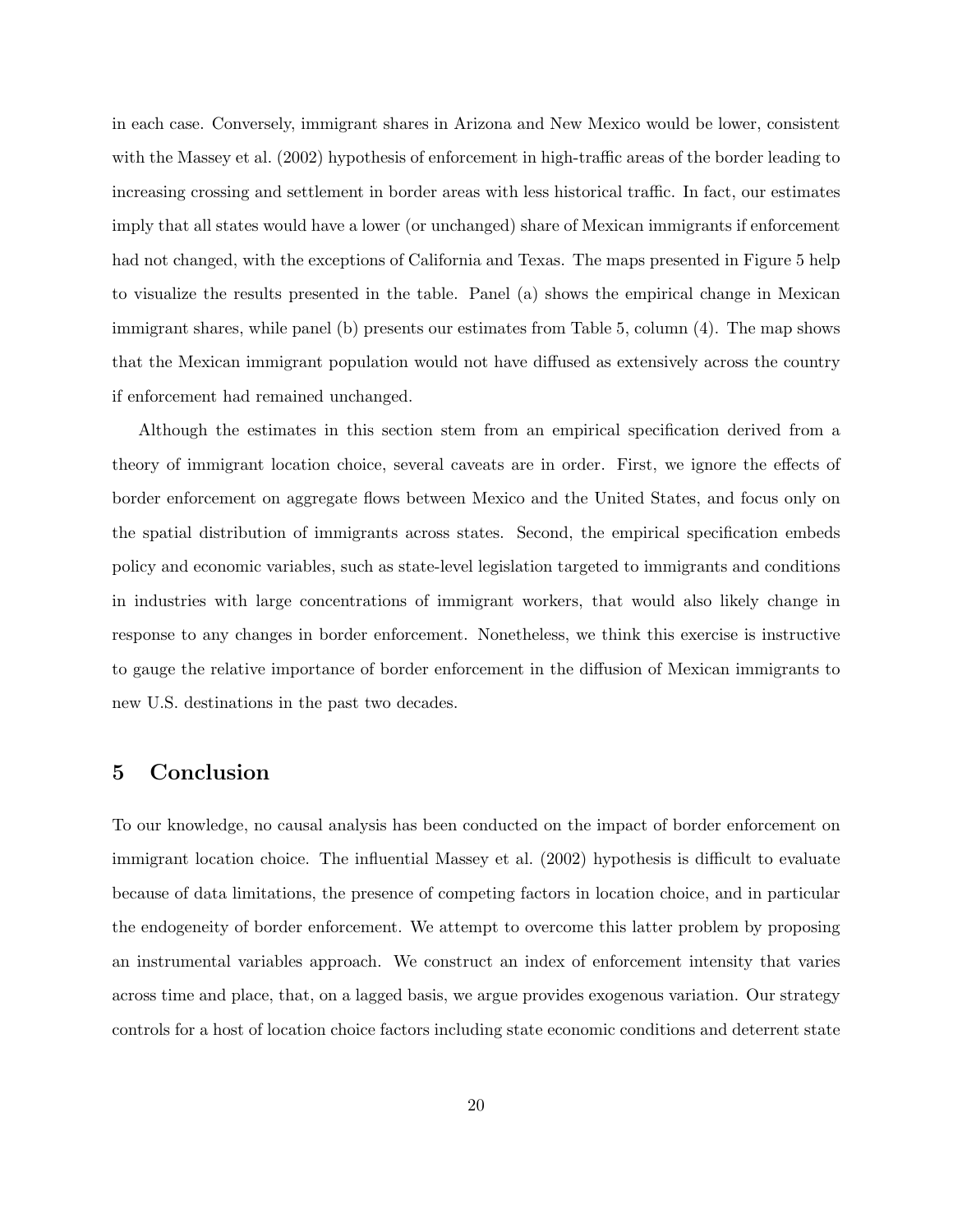in each case. Conversely, immigrant shares in Arizona and New Mexico would be lower, consistent with the Massey et al. (2002) hypothesis of enforcement in high-traffic areas of the border leading to increasing crossing and settlement in border areas with less historical traffic. In fact, our estimates imply that all states would have a lower (or unchanged) share of Mexican immigrants if enforcement had not changed, with the exceptions of California and Texas. The maps presented in Figure 5 help to visualize the results presented in the table. Panel (a) shows the empirical change in Mexican immigrant shares, while panel (b) presents our estimates from Table 5, column (4). The map shows that the Mexican immigrant population would not have diffused as extensively across the country if enforcement had remained unchanged.

Although the estimates in this section stem from an empirical specification derived from a theory of immigrant location choice, several caveats are in order. First, we ignore the effects of border enforcement on aggregate flows between Mexico and the United States, and focus only on the spatial distribution of immigrants across states. Second, the empirical specification embeds policy and economic variables, such as state-level legislation targeted to immigrants and conditions in industries with large concentrations of immigrant workers, that would also likely change in response to any changes in border enforcement. Nonetheless, we think this exercise is instructive to gauge the relative importance of border enforcement in the diffusion of Mexican immigrants to new U.S. destinations in the past two decades.

# 5 Conclusion

To our knowledge, no causal analysis has been conducted on the impact of border enforcement on immigrant location choice. The influential Massey et al. (2002) hypothesis is difficult to evaluate because of data limitations, the presence of competing factors in location choice, and in particular the endogeneity of border enforcement. We attempt to overcome this latter problem by proposing an instrumental variables approach. We construct an index of enforcement intensity that varies across time and place, that, on a lagged basis, we argue provides exogenous variation. Our strategy controls for a host of location choice factors including state economic conditions and deterrent state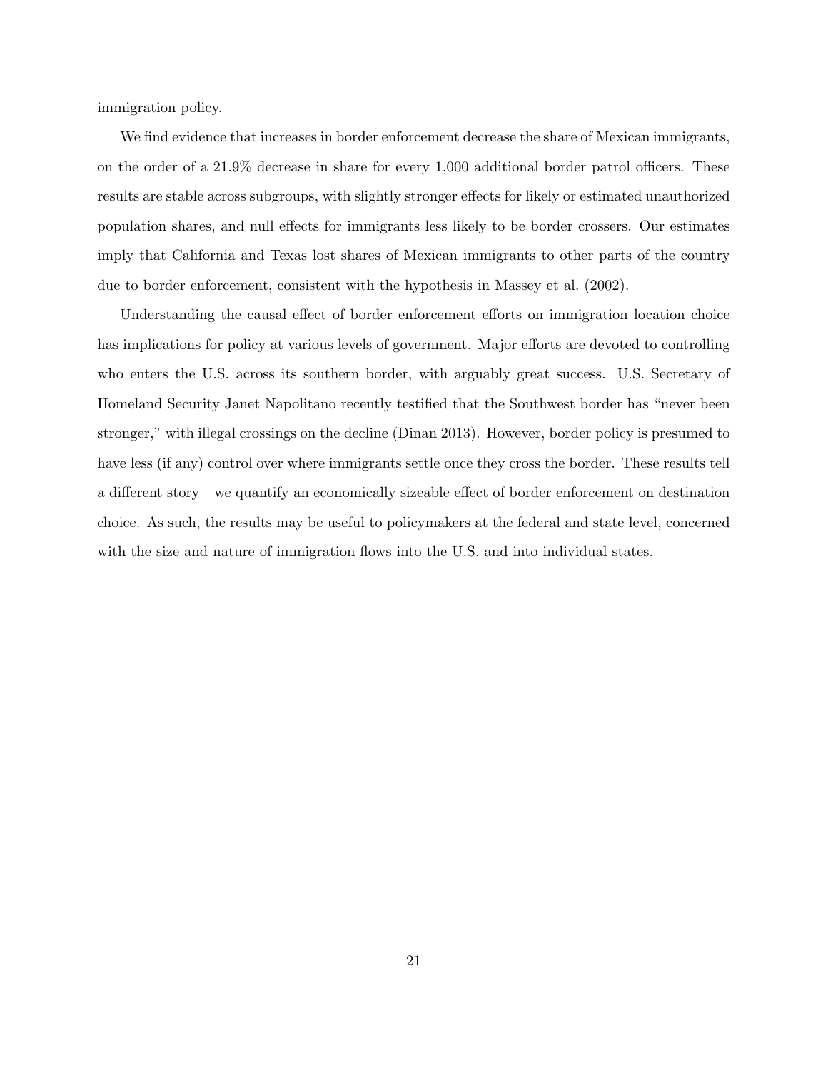immigration policy.

We find evidence that increases in border enforcement decrease the share of Mexican immigrants, on the order of a 21.9% decrease in share for every 1,000 additional border patrol officers. These results are stable across subgroups, with slightly stronger effects for likely or estimated unauthorized population shares, and null effects for immigrants less likely to be border crossers. Our estimates imply that California and Texas lost shares of Mexican immigrants to other parts of the country due to border enforcement, consistent with the hypothesis in Massey et al. (2002).

Understanding the causal effect of border enforcement efforts on immigration location choice has implications for policy at various levels of government. Major efforts are devoted to controlling who enters the U.S. across its southern border, with arguably great success. U.S. Secretary of Homeland Security Janet Napolitano recently testified that the Southwest border has "never been stronger," with illegal crossings on the decline (Dinan 2013). However, border policy is presumed to have less (if any) control over where immigrants settle once they cross the border. These results tell a different story—we quantify an economically sizeable effect of border enforcement on destination choice. As such, the results may be useful to policymakers at the federal and state level, concerned with the size and nature of immigration flows into the U.S. and into individual states.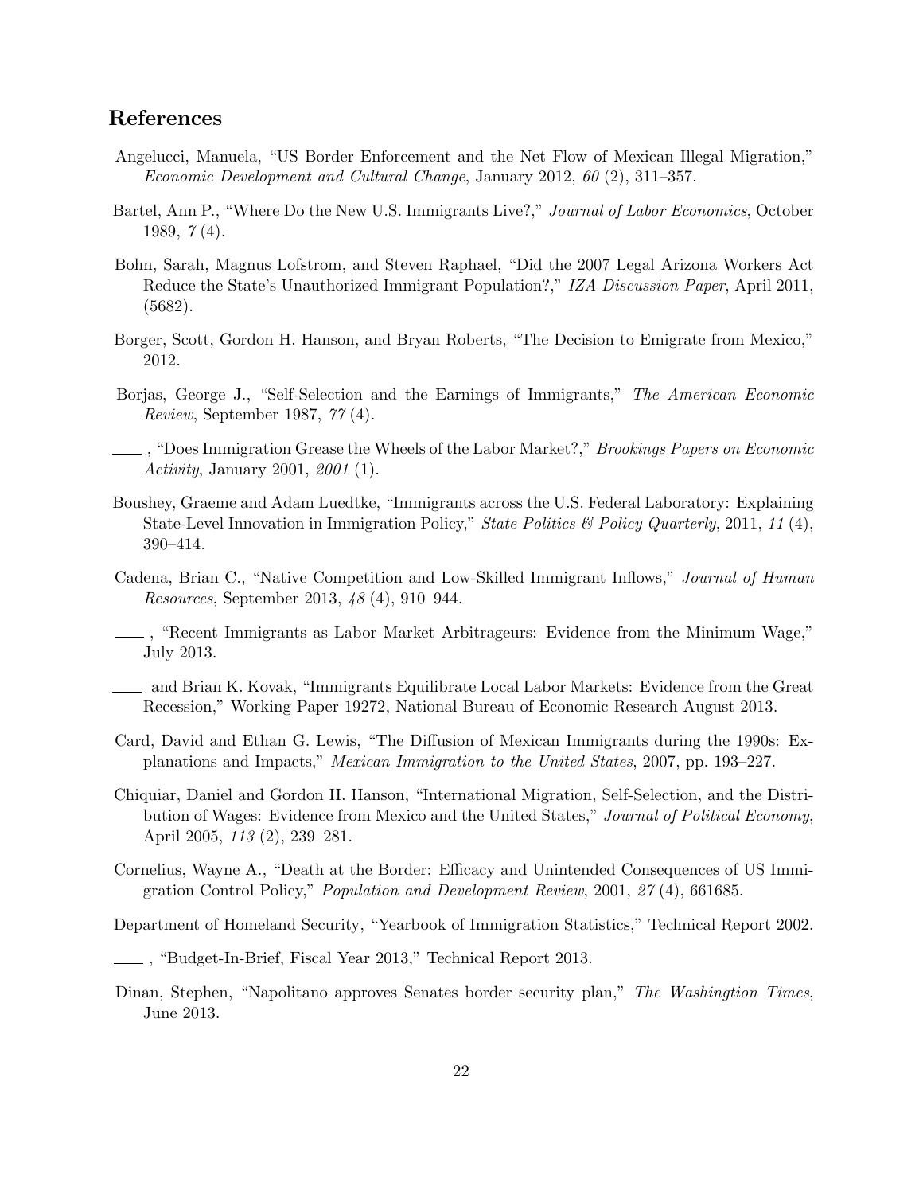## References

Angelucci, Manuela, "US Border Enforcement and the Net Flow of Mexican Illegal Migration," *Economic Development and Cultural Change*, January 2012, *60* (2), 311–357.

Bartel, Ann P., "Where Do the New U.S. Immigrants Live?," *Journal of Labor Economics*, October 1989, *7* (4).

Bohn, Sarah, Magnus Lofstrom, and Steven Raphael, "Did the 2007 Legal Arizona Workers Act Reduce the State's Unauthorized Immigrant Population?," *IZA Discussion Paper*, April 2011, (5682).

Borger, Scott, Gordon H. Hanson, and Bryan Roberts, "The Decision to Emigrate from Mexico," 2012.

Borjas, George J., "Self-Selection and the Earnings of Immigrants," *The American Economic Review*, September 1987, *77* (4).

\_\_\_\_, "Does Immigration Grease the Wheels of the Labor Market?," *Brookings Papers on Economic Activity*, January 2001, *2001* (1).

Boushey, Graeme and Adam Luedtke, "Immigrants across the U.S. Federal Laboratory: Explaining State-Level Innovation in Immigration Policy," *State Politics & Policy Quarterly*, 2011, *11* (4), 390–414.

Cadena, Brian C., "Native Competition and Low-Skilled Immigrant Inflows," *Journal of Human Resources*, September 2013, *48* (4), 910–944.

\_\_\_\_, "Recent Immigrants as Labor Market Arbitrageurs: Evidence from the Minimum Wage," July 2013.

\_\_\_\_ and Brian K. Kovak, "Immigrants Equilibrate Local Labor Markets: Evidence from the Great Recession," Working Paper 19272, National Bureau of Economic Research August 2013.

Card, David and Ethan G. Lewis, "The Diffusion of Mexican Immigrants during the 1990s: Explanations and Impacts," *Mexican Immigration to the United States*, 2007, pp. 193–227.

Chiquiar, Daniel and Gordon H. Hanson, "International Migration, Self-Selection, and the Distribution of Wages: Evidence from Mexico and the United States," *Journal of Political Economy*, April 2005, *113* (2), 239–281.

Cornelius, Wayne A., "Death at the Border: Efficacy and Unintended Consequences of US Immigration Control Policy," *Population and Development Review*, 2001, *27* (4), 661685.

Department of Homeland Security, "Yearbook of Immigration Statistics," Technical Report 2002.

\_\_\_\_, "Budget-In-Brief, Fiscal Year 2013," Technical Report 2013.

Dinan, Stephen, "Napolitano approves Senates border security plan," *The Washingtion Times*, June 2013.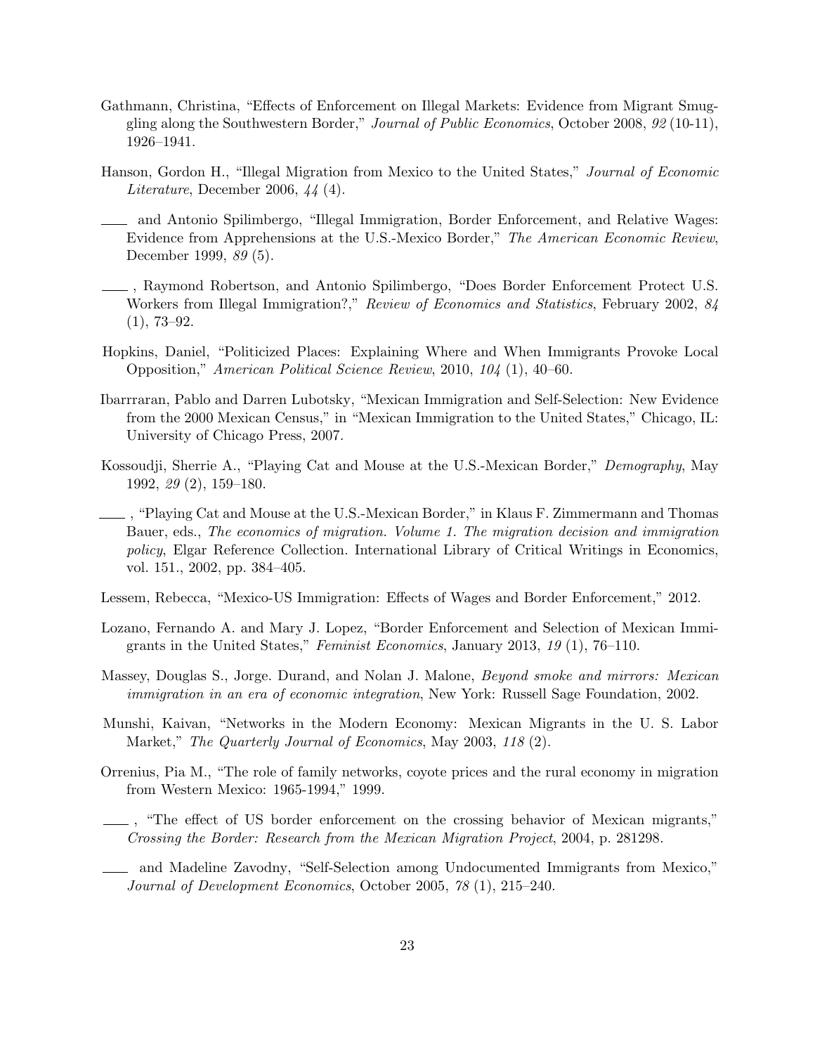Gathmann, Christina, "Effects of Enforcement on Illegal Markets: Evidence from Migrant Smuggling along the Southwestern Border," *Journal of Public Economics*, October 2008, *92* (10-11), 1926–1941.

Hanson, Gordon H., "Illegal Migration from Mexico to the United States," *Journal of Economic Literature*, December 2006, *44* (4).

——— and Antonio Spilimbergo, "Illegal Immigration, Border Enforcement, and Relative Wages: Evidence from Apprehensions at the U.S.-Mexico Border," *The American Economic Review*, December 1999, *89* (5).

———, Raymond Robertson, and Antonio Spilimbergo, "Does Border Enforcement Protect U.S. Workers from Illegal Immigration?," *Review of Economics and Statistics*, February 2002, *84* (1), 73–92.

Hopkins, Daniel, "Politicized Places: Explaining Where and When Immigrants Provoke Local Opposition," *American Political Science Review*, 2010, *104* (1), 40–60.

Ibarrraran, Pablo and Darren Lubotsky, "Mexican Immigration and Self-Selection: New Evidence from the 2000 Mexican Census," in "Mexican Immigration to the United States," Chicago, IL: University of Chicago Press, 2007.

Kossoudji, Sherrie A., "Playing Cat and Mouse at the U.S.-Mexican Border," *Demography*, May 1992, *29* (2), 159–180.

———, "Playing Cat and Mouse at the U.S.-Mexican Border," in Klaus F. Zimmermann and Thomas Bauer, eds., *The economics of migration. Volume 1. The migration decision and immigration policy*, Elgar Reference Collection. International Library of Critical Writings in Economics, vol. 151., 2002, pp. 384–405.

Lessem, Rebecca, "Mexico-US Immigration: Effects of Wages and Border Enforcement," 2012.

Lozano, Fernando A. and Mary J. Lopez, "Border Enforcement and Selection of Mexican Immigrants in the United States," *Feminist Economics*, January 2013, *19* (1), 76–110.

Massey, Douglas S., Jorge. Durand, and Nolan J. Malone, *Beyond smoke and mirrors: Mexican immigration in an era of economic integration*, New York: Russell Sage Foundation, 2002.

Munshi, Kaivan, "Networks in the Modern Economy: Mexican Migrants in the U. S. Labor Market," *The Quarterly Journal of Economics*, May 2003, *118* (2).

Orrenius, Pia M., "The role of family networks, coyote prices and the rural economy in migration from Western Mexico: 1965-1994," 1999.

———, "The effect of US border enforcement on the crossing behavior of Mexican migrants," *Crossing the Border: Research from the Mexican Migration Project*, 2004, p. 281298.

——— and Madeline Zavodny, "Self-Selection among Undocumented Immigrants from Mexico," *Journal of Development Economics*, October 2005, *78* (1), 215–240.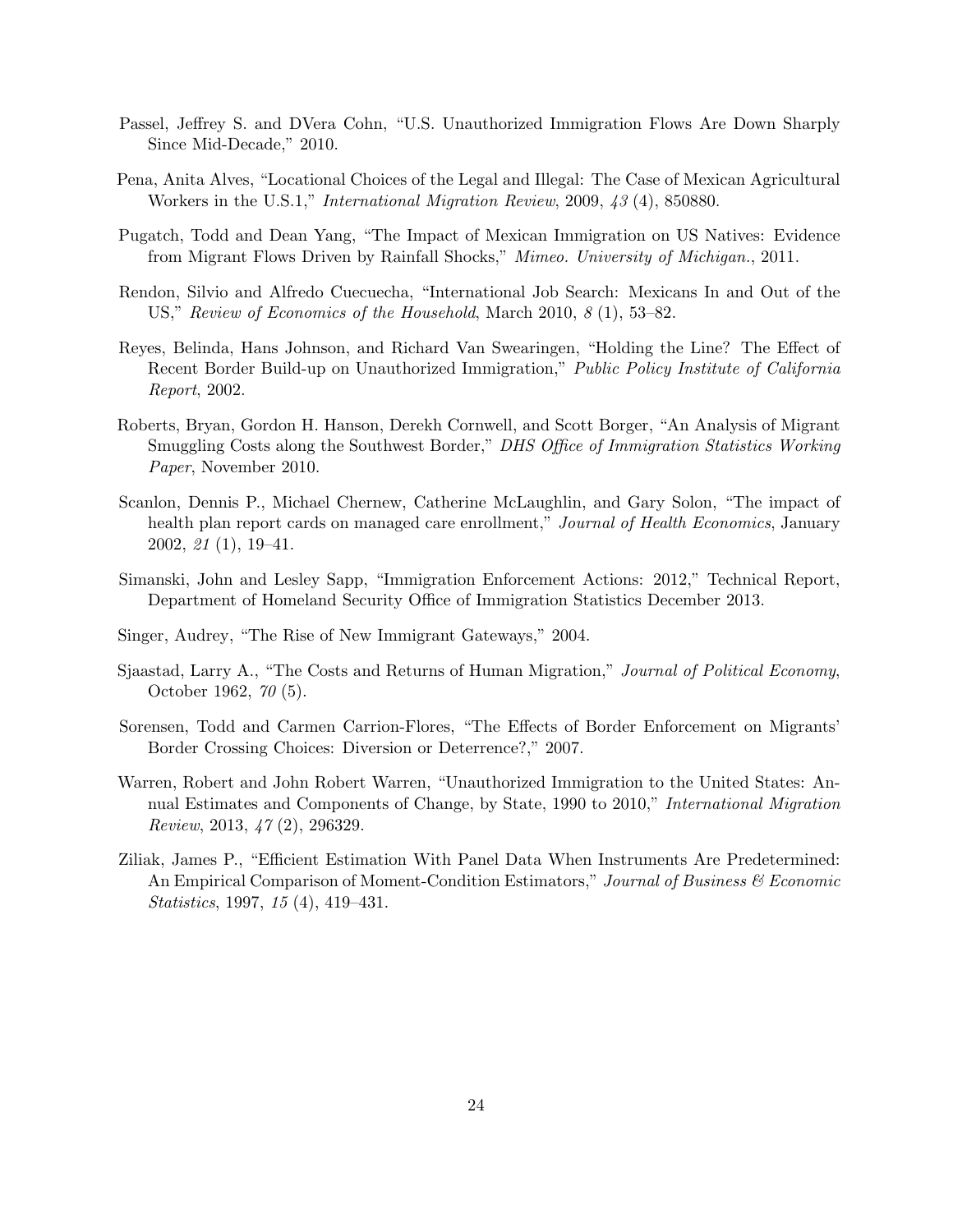Passel, Jeffrey S. and DVera Cohn, "U.S. Unauthorized Immigration Flows Are Down Sharply Since Mid-Decade," 2010.

Pena, Anita Alves, "Locational Choices of the Legal and Illegal: The Case of Mexican Agricultural Workers in the U.S.1," *International Migration Review*, 2009, *43* (4), 850880.

Pugatch, Todd and Dean Yang, "The Impact of Mexican Immigration on US Natives: Evidence from Migrant Flows Driven by Rainfall Shocks," *Mimeo. University of Michigan.*, 2011.

Rendon, Silvio and Alfredo Cuecuecha, "International Job Search: Mexicans In and Out of the US," *Review of Economics of the Household*, March 2010, *8* (1), 53–82.

Reyes, Belinda, Hans Johnson, and Richard Van Swearingen, "Holding the Line? The Effect of Recent Border Build-up on Unauthorized Immigration," *Public Policy Institute of California Report*, 2002.

Roberts, Bryan, Gordon H. Hanson, Derekh Cornwell, and Scott Borger, "An Analysis of Migrant Smuggling Costs along the Southwest Border," *DHS Office of Immigration Statistics Working Paper*, November 2010.

Scanlon, Dennis P., Michael Chernew, Catherine McLaughlin, and Gary Solon, "The impact of health plan report cards on managed care enrollment," *Journal of Health Economics*, January 2002, *21* (1), 19–41.

Simanski, John and Lesley Sapp, "Immigration Enforcement Actions: 2012," Technical Report, Department of Homeland Security Office of Immigration Statistics December 2013.

Singer, Audrey, "The Rise of New Immigrant Gateways," 2004.

Sjaastad, Larry A., "The Costs and Returns of Human Migration," *Journal of Political Economy*, October 1962, *70* (5).

Sorensen, Todd and Carmen Carrion-Flores, "The Effects of Border Enforcement on Migrants' Border Crossing Choices: Diversion or Deterrence?," 2007.

Warren, Robert and John Robert Warren, "Unauthorized Immigration to the United States: Annual Estimates and Components of Change, by State, 1990 to 2010," *International Migration Review*, 2013, *47* (2), 296329.

Ziliak, James P., "Efficient Estimation With Panel Data When Instruments Are Predetermined: An Empirical Comparison of Moment-Condition Estimators," *Journal of Business & Economic Statistics*, 1997, *15* (4), 419–431.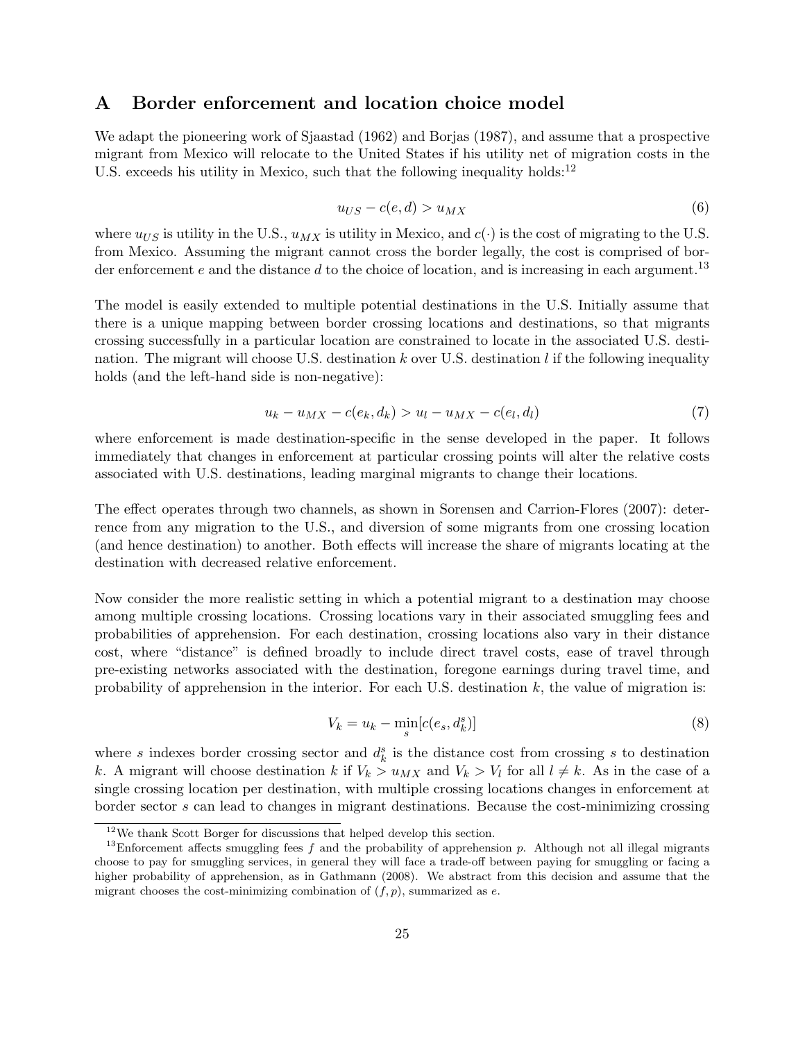## A Border enforcement and location choice model

We adapt the pioneering work of Sjaastad (1962) and Borjas (1987), and assume that a prospective migrant from Mexico will relocate to the United States if his utility net of migration costs in the U.S. exceeds his utility in Mexico, such that the following inequality holds:[12]

$$u_{US} - c(e, d) > u_{MX} \tag{6}$$

where $u_{US}$ is utility in the U.S., $u_{MX}$ is utility in Mexico, and $c(\cdot)$ is the cost of migrating to the U.S. from Mexico. Assuming the migrant cannot cross the border legally, the cost is comprised of border enforcement $e$ and the distance $d$ to the choice of location, and is increasing in each argument.[13]

The model is easily extended to multiple potential destinations in the U.S. Initially assume that there is a unique mapping between border crossing locations and destinations, so that migrants crossing successfully in a particular location are constrained to locate in the associated U.S. destination. The migrant will choose U.S. destination $k$ over U.S. destination $l$ if the following inequality holds (and the left-hand side is non-negative):

$$u_k - u_{MX} - c(e_k, d_k) > u_l - u_{MX} - c(e_l, d_l) \tag{7}$$

where enforcement is made destination-specific in the sense developed in the paper. It follows immediately that changes in enforcement at particular crossing points will alter the relative costs associated with U.S. destinations, leading marginal migrants to change their locations.

The effect operates through two channels, as shown in Sorensen and Carrion-Flores (2007): deterrence from any migration to the U.S., and diversion of some migrants from one crossing location (and hence destination) to another. Both effects will increase the share of migrants locating at the destination with decreased relative enforcement.

Now consider the more realistic setting in which a potential migrant to a destination may choose among multiple crossing locations. Crossing locations vary in their associated smuggling fees and probabilities of apprehension. For each destination, crossing locations also vary in their distance cost, where "distance" is defined broadly to include direct travel costs, ease of travel through pre-existing networks associated with the destination, foregone earnings during travel time, and probability of apprehension in the interior. For each U.S. destination $k$, the value of migration is:

$$V_k = u_k - \min_s [c(e_s, d_k^s)] \tag{8}$$

where $s$ indexes border crossing sector and $d_k^s$ is the distance cost from crossing $s$ to destination $k$. A migrant will choose destination $k$ if $V_k > u_{MX}$ and $V_k > V_l$ for all $l \neq k$. As in the case of a single crossing location per destination, with multiple crossing locations changes in enforcement at border sector $s$ can lead to changes in migrant destinations. Because the cost-minimizing crossing

[12] We thank Scott Borger for discussions that helped develop this section.

[13] Enforcement affects smuggling fees $f$ and the probability of apprehension $p$. Although not all illegal migrants choose to pay for smuggling services, in general they will face a trade-off between paying for smuggling or facing a higher probability of apprehension, as in Gathmann (2008). We abstract from this decision and assume that the migrant chooses the cost-minimizing combination of $(f, p)$, summarized as $e$.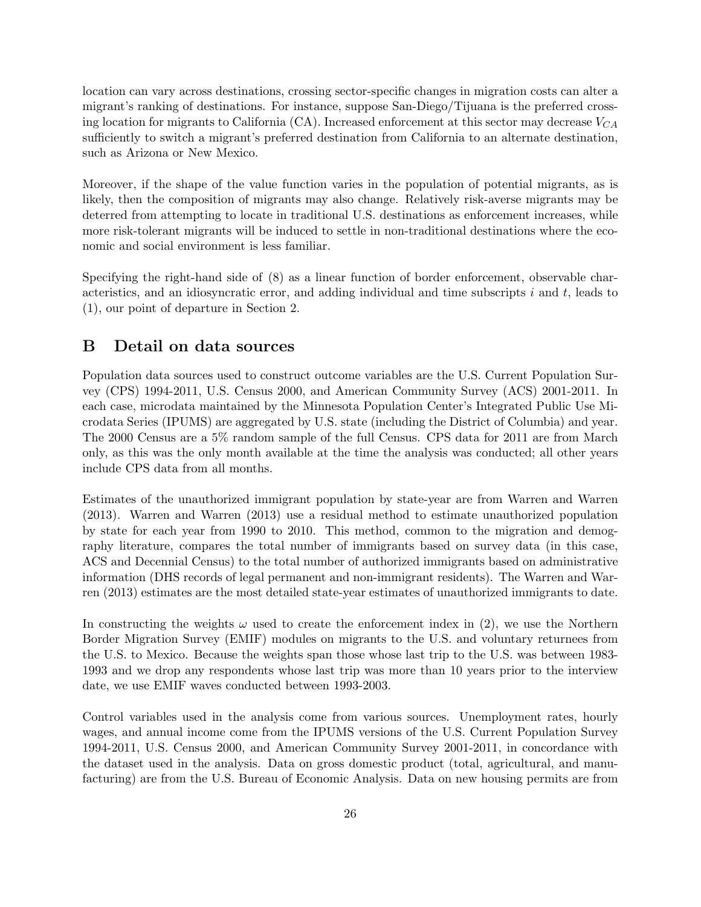location can vary across destinations, crossing sector-specific changes in migration costs can alter a migrant's ranking of destinations. For instance, suppose San-Diego/Tijuana is the preferred crossing location for migrants to California (CA). Increased enforcement at this sector may decrease $V_{CA}$ sufficiently to switch a migrant's preferred destination from California to an alternate destination, such as Arizona or New Mexico.

Moreover, if the shape of the value function varies in the population of potential migrants, as is likely, then the composition of migrants may also change. Relatively risk-averse migrants may be deterred from attempting to locate in traditional U.S. destinations as enforcement increases, while more risk-tolerant migrants will be induced to settle in non-traditional destinations where the economic and social environment is less familiar.

Specifying the right-hand side of (8) as a linear function of border enforcement, observable characteristics, and an idiosyncratic error, and adding individual and time subscripts $i$ and $t$, leads to (1), our point of departure in Section 2.

## B Detail on data sources

Population data sources used to construct outcome variables are the U.S. Current Population Survey (CPS) 1994-2011, U.S. Census 2000, and American Community Survey (ACS) 2001-2011. In each case, microdata maintained by the Minnesota Population Center's Integrated Public Use Microdata Series (IPUMS) are aggregated by U.S. state (including the District of Columbia) and year. The 2000 Census are a 5% random sample of the full Census. CPS data for 2011 are from March only, as this was the only month available at the time the analysis was conducted; all other years include CPS data from all months.

Estimates of the unauthorized immigrant population by state-year are from Warren and Warren (2013). Warren and Warren (2013) use a residual method to estimate unauthorized population by state for each year from 1990 to 2010. This method, common to the migration and demography literature, compares the total number of immigrants based on survey data (in this case, ACS and Decennial Census) to the total number of authorized immigrants based on administrative information (DHS records of legal permanent and non-immigrant residents). The Warren and Warren (2013) estimates are the most detailed state-year estimates of unauthorized immigrants to date.

In constructing the weights $\omega$ used to create the enforcement index in (2), we use the Northern Border Migration Survey (EMIF) modules on migrants to the U.S. and voluntary returnees from the U.S. to Mexico. Because the weights span those whose last trip to the U.S. was between 1983-1993 and we drop any respondents whose last trip was more than 10 years prior to the interview date, we use EMIF waves conducted between 1993-2003.

Control variables used in the analysis come from various sources. Unemployment rates, hourly wages, and annual income come from the IPUMS versions of the U.S. Current Population Survey 1994-2011, U.S. Census 2000, and American Community Survey 2001-2011, in concordance with the dataset used in the analysis. Data on gross domestic product (total, agricultural, and manufacturing) are from the U.S. Bureau of Economic Analysis. Data on new housing permits are from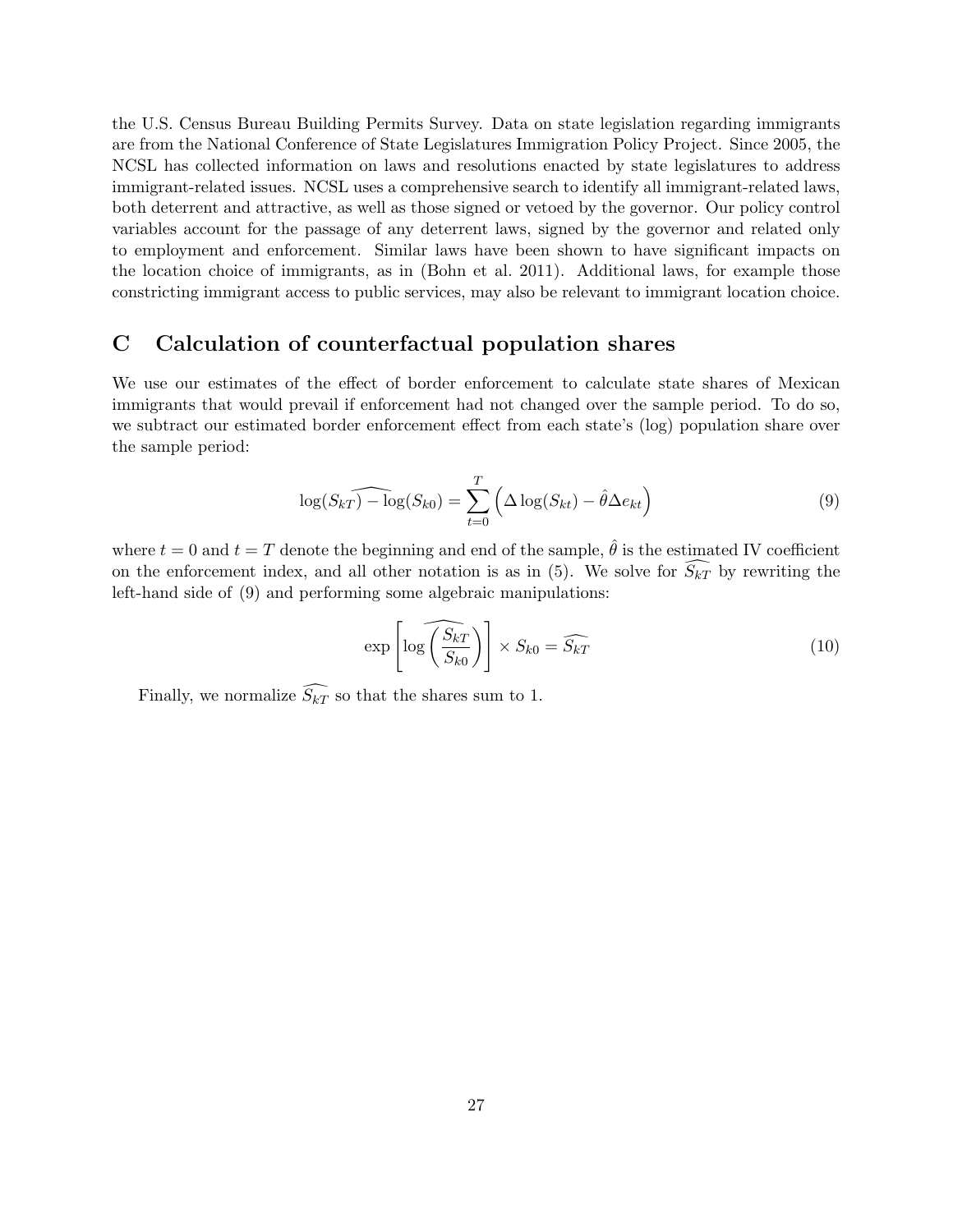the U.S. Census Bureau Building Permits Survey. Data on state legislation regarding immigrants are from the National Conference of State Legislatures Immigration Policy Project. Since 2005, the NCSL has collected information on laws and resolutions enacted by state legislatures to address immigrant-related issues. NCSL uses a comprehensive search to identify all immigrant-related laws, both deterrent and attractive, as well as those signed or vetoed by the governor. Our policy control variables account for the passage of any deterrent laws, signed by the governor and related only to employment and enforcement. Similar laws have been shown to have significant impacts on the location choice of immigrants, as in (Bohn et al. 2011). Additional laws, for example those constricting immigrant access to public services, may also be relevant to immigrant location choice.

# C Calculation of counterfactual population shares

We use our estimates of the effect of border enforcement to calculate state shares of Mexican immigrants that would prevail if enforcement had not changed over the sample period. To do so, we subtract our estimated border enforcement effect from each state's (log) population share over the sample period:

$$\widehat{\log(S_{kT}) - \log}(S_{k0}) = \sum_{t=0}^{T} \left( \Delta \log(S_{kt}) - \hat{\theta} \Delta e_{kt} \right) \tag{9}$$

where $t = 0$ and $t = T$ denote the beginning and end of the sample, $\hat{\theta}$ is the estimated IV coefficient on the enforcement index, and all other notation is as in (5). We solve for $\widehat{S_{kT}}$ by rewriting the left-hand side of (9) and performing some algebraic manipulations:

$$\exp \left[ \log \widehat{\left( \frac{S_{kT}}{S_{k0}} \right)} \right] \times S_{k0} = \widehat{S_{kT}} \tag{10}$$

Finally, we normalize $\widehat{S_{kT}}$ so that the shares sum to 1.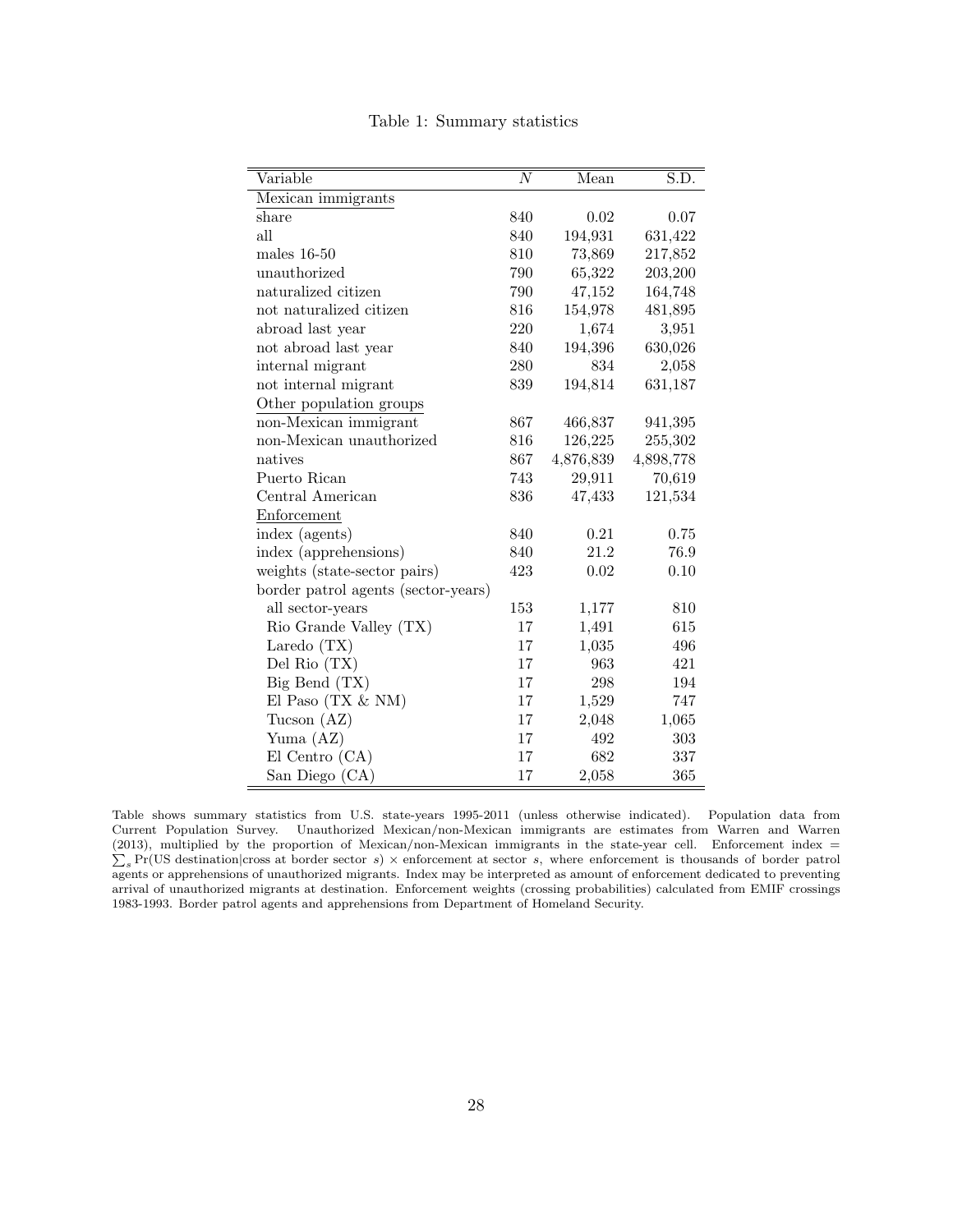Table 1: Summary statistics

| Variable | $N$ | Mean | S.D. |
|---|---|---|---|
| Mexican immigrants | | | |
| share | 840 | 0.02 | 0.07 |
| all | 840 | 194,931 | 631,422 |
| males 16-50 | 810 | 73,869 | 217,852 |
| unauthorized | 790 | 65,322 | 203,200 |
| naturalized citizen | 790 | 47,152 | 164,748 |
| not naturalized citizen | 816 | 154,978 | 481,895 |
| abroad last year | 220 | 1,674 | 3,951 |
| not abroad last year | 840 | 194,396 | 630,026 |
| internal migrant | 280 | 834 | 2,058 |
| not internal migrant | 839 | 194,814 | 631,187 |
| Other population groups | | | |
| non-Mexican immigrant | 867 | 466,837 | 941,395 |
| non-Mexican unauthorized | 816 | 126,225 | 255,302 |
| natives | 867 | 4,876,839 | 4,898,778 |
| Puerto Rican | 743 | 29,911 | 70,619 |
| Central American | 836 | 47,433 | 121,534 |
| Enforcement | | | |
| index (agents) | 840 | 0.21 | 0.75 |
| index (apprehensions) | 840 | 21.2 | 76.9 |
| weights (state-sector pairs) | 423 | 0.02 | 0.10 |
| border patrol agents (sector-years) | | | |
| all sector-years | 153 | 1,177 | 810 |
| Rio Grande Valley (TX) | 17 | 1,491 | 615 |
| Laredo (TX) | 17 | 1,035 | 496 |
| Del Rio (TX) | 17 | 963 | 421 |
| Big Bend (TX) | 17 | 298 | 194 |
| El Paso (TX & NM) | 17 | 1,529 | 747 |
| Tucson (AZ) | 17 | 2,048 | 1,065 |
| Yuma (AZ) | 17 | 492 | 303 |
| El Centro (CA) | 17 | 682 | 337 |
| San Diego (CA) | 17 | 2,058 | 365 |

Table shows summary statistics from U.S. state-years 1995-2011 (unless otherwise indicated). Population data from Current Population Survey. Unauthorized Mexican/non-Mexican immigrants are estimates from Warren and Warren (2013), multiplied by the proportion of Mexican/non-Mexican immigrants in the state-year cell. Enforcement index = $\sum_s \Pr(\text{US destination}|\text{cross at border sector } s) \times$ enforcement at sector $s$, where enforcement is thousands of border patrol agents or apprehensions of unauthorized migrants. Index may be interpreted as amount of enforcement dedicated to preventing arrival of unauthorized migrants at destination. Enforcement weights (crossing probabilities) calculated from EMIF crossings 1983-1993. Border patrol agents and apprehensions from Department of Homeland Security.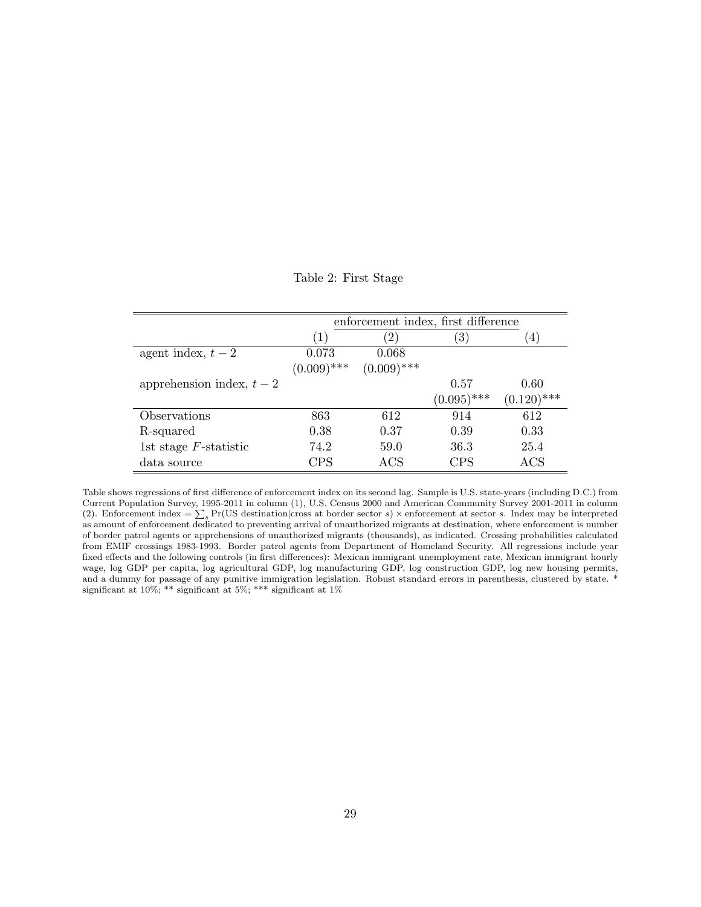Table 2: First Stage

| | enforcement index, first difference | | | |
|---|---|---|---|---|
| | (1) | (2) | (3) | (4) |
| agent index, $t-2$ | 0.073 | 0.068 | | |
| | (0.009)*** | (0.009)*** | | |
| apprehension index, $t-2$ | | | 0.57 | 0.60 |
| | | | (0.095)*** | (0.120)*** |
| Observations | 863 | 612 | 914 | 612 |
| R-squared | 0.38 | 0.37 | 0.39 | 0.33 |
| 1st stage $F$-statistic | 74.2 | 59.0 | 36.3 | 25.4 |
| data source | CPS | ACS | CPS | ACS |

Table shows regressions of first difference of enforcement index on its second lag. Sample is U.S. state-years (including D.C.) from Current Population Survey, 1995-2011 in column (1), U.S. Census 2000 and American Community Survey 2001-2011 in column (2). Enforcement index $= \sum_s \Pr(\text{US destination}|\text{cross at border sector } s) \times \text{enforcement at sector } s$. Index may be interpreted as amount of enforcement dedicated to preventing arrival of unauthorized migrants at destination, where enforcement is number of border patrol agents or apprehensions of unauthorized migrants (thousands), as indicated. Crossing probabilities calculated from EMIF crossings 1983-1993. Border patrol agents from Department of Homeland Security. All regressions include year fixed effects and the following controls (in first differences): Mexican immigrant unemployment rate, Mexican immigrant hourly wage, log GDP per capita, log agricultural GDP, log manufacturing GDP, log construction GDP, log new housing permits, and a dummy for passage of any punitive immigration legislation. Robust standard errors in parenthesis, clustered by state. * significant at 10%; ** significant at 5%; *** significant at 1%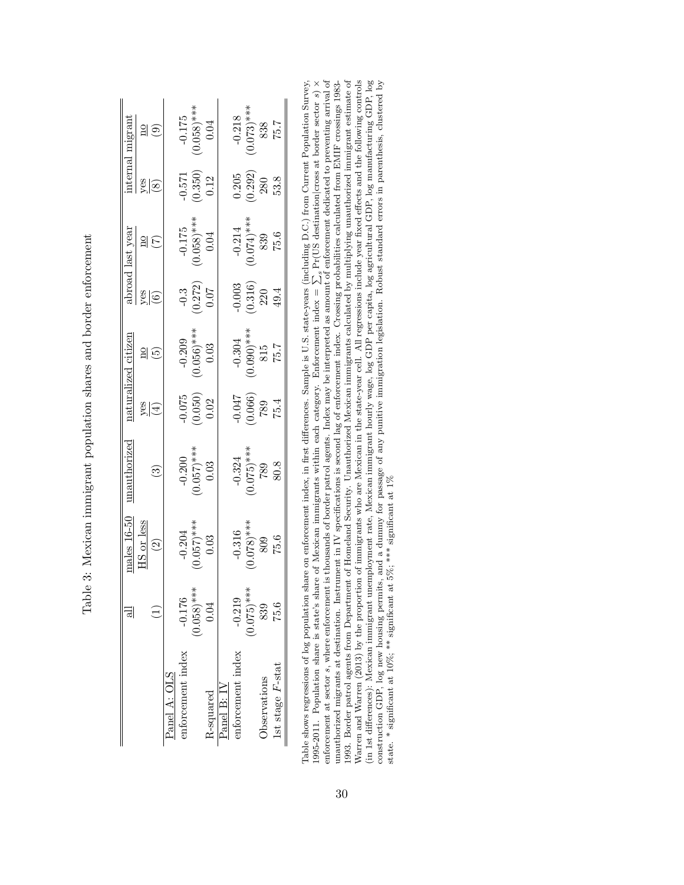Table 3: Mexican immigrant population shares and border enforcement

| | all | males 16-50 HS or less | unauthorized | naturalized citizen | | abroad last year | | internal migrant | |
|---|---|---|---|---|---|---|---|---|---|
| | | | | yes | no | yes | no | yes | no |
| | (1) | (2) | (3) | (4) | (5) | (6) | (7) | (8) | (9) |
| Panel A: OLS | | | | | | | | | |
| enforcement index | -0.176 | -0.204 | -0.200 | -0.075 | -0.209 | -0.3 | -0.175 | -0.571 | -0.175 |
| | (0.058)*** | (0.057)*** | (0.057)*** | (0.050) | (0.056)*** | (0.272) | (0.058)*** | (0.350) | (0.058)*** |
| R-squared | 0.04 | 0.03 | 0.03 | 0.02 | 0.03 | 0.07 | 0.04 | 0.12 | 0.04 |
| Panel B: IV | | | | | | | | | |
| enforcement index | -0.219 | -0.316 | -0.324 | -0.047 | -0.304 | -0.003 | -0.214 | 0.205 | -0.218 |
| | (0.075)*** | (0.078)*** | (0.075)*** | (0.066) | (0.090)*** | (0.316) | (0.074)*** | (0.292) | (0.073)*** |
| Observations | 839 | 809 | 789 | 789 | 815 | 220 | 839 | 280 | 838 |
| 1st stage $F$-stat | 75.6 | 75.6 | 80.8 | 75.4 | 75.7 | 49.4 | 75.6 | 53.8 | 75.7 |

Table shows regressions of log population share on enforcement index, in first differences. Sample is U.S. state-years (including D.C.) from Current Population Survey, 1995-2011. Population share is state's share of Mexican immigrants within each category. Enforcement index = $\sum_s$ Pr(US destination|cross at border sector $s$) $\times$ enforcement at sector $s$, where enforcement is thousands of border patrol agents. Index may be interpreted as amount of enforcement dedicated to preventing arrival of unauthorized migrants at destination. Instrument in IV specifications is second lag of enforcement index. Crossing probabilities calculated from EMIF crossings 1983-1993. Border patrol agents from Department of Homeland Security. Unauthorized Mexican immigrants calculated by multiplying unauthorized immigrant estimate of Warren and Warren (2013) by the proportion of immigrants who are Mexican in the state-year cell. All regressions include year fixed effects and the following controls (in 1st differences): Mexican immigrant unemployment rate, Mexican immigrant hourly wage, log GDP per capita, log agricultural GDP, log manufacturing GDP, log construction GDP, log new housing permits, and a dummy for passage of any punitive immigration legislation. Robust standard errors in parenthesis, clustered by state. * significant at 10%; ** significant at 5%; *** significant at 1%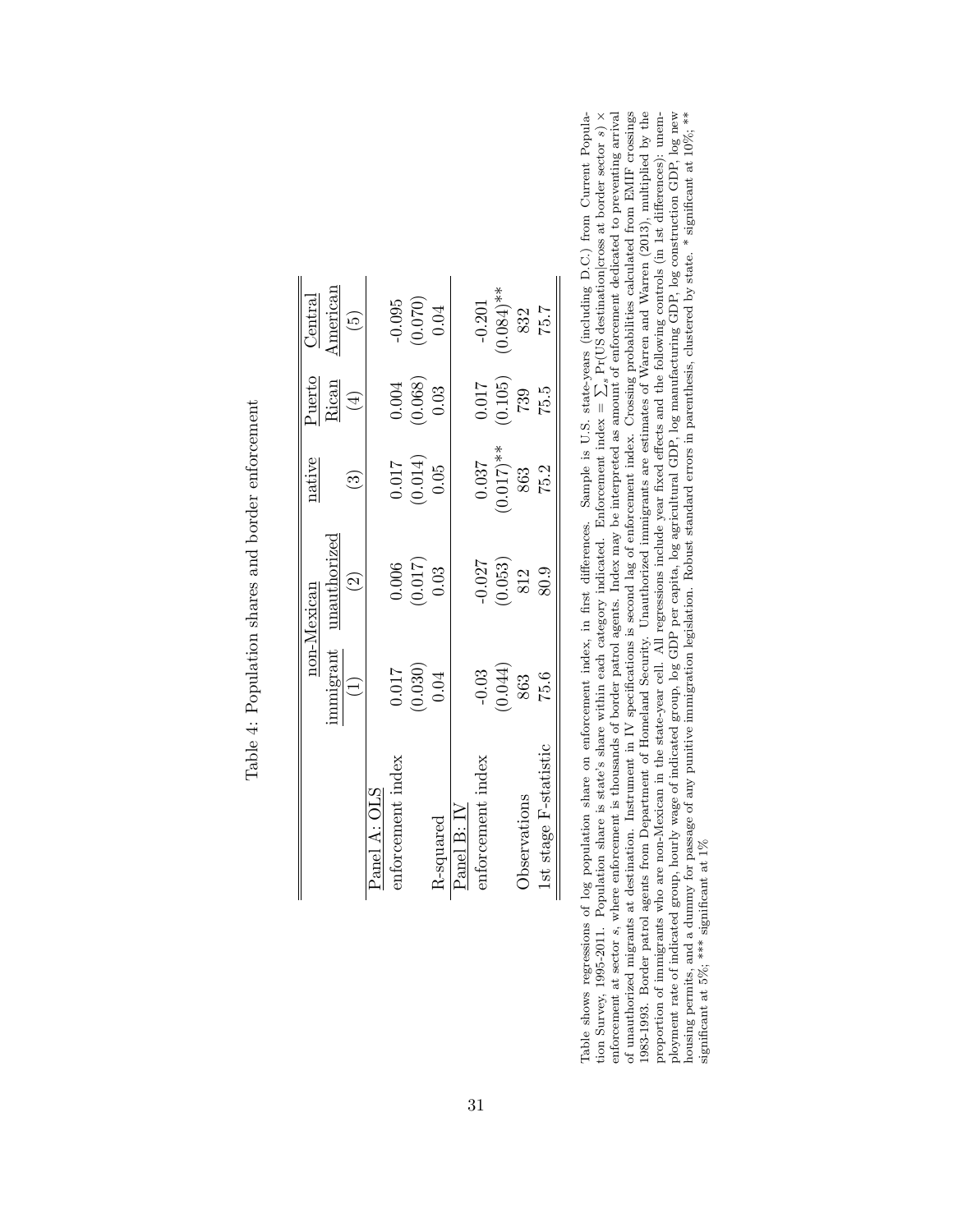Table 4: Population shares and border enforcement

| | non-Mexican | | native | Puerto | Central |
|---|---|---|---|---|---|
| | immigrant | unauthorized | | Rican | American |
| | (1) | (2) | (3) | (4) | (5) |
| Panel A: OLS | | | | | |
| enforcement index | 0.017 | 0.006 | 0.017 | 0.004 | -0.095 |
| | (0.030) | (0.017) | (0.014) | (0.068) | (0.070) |
| R-squared | 0.04 | 0.03 | 0.05 | 0.03 | 0.04 |
| Panel B: IV | | | | | |
| enforcement index | -0.03 | -0.027 | 0.037 | 0.017 | -0.201 |
| | (0.044) | (0.053) | (0.017)** | (0.105) | (0.084)** |
| Observations | 863 | 812 | 863 | 739 | 832 |
| 1st stage F-statistic | 75.6 | 80.9 | 75.2 | 75.5 | 75.7 |

Table shows regressions of log population share on enforcement index, in first differences. Sample is U.S. state-years (including D.C.) from Current Population Survey, 1995-2011. Population share is state's share within each category indicated. Enforcement index = $\sum_s \Pr(\text{US destination}|\text{cross at border sector } s) \times$ enforcement at sector $s$, where enforcement is thousands of border patrol agents. Index may be interpreted as amount of enforcement dedicated to preventing arrival of unauthorized migrants at destination. Instrument in IV specifications is second lag of enforcement index. Crossing probabilities calculated from EMIF crossings 1983-1993. Border patrol agents from Department of Homeland Security. Unauthorized immigrants are estimates of Warren and Warren (2013), multiplied by the proportion of immigrants who are non-Mexican in the state-year cell. All regressions include year fixed effects and the following controls (in 1st differences): unemployment rate of indicated group, hourly wage of indicated group, log GDP per capita, log agricultural GDP, log manufacturing GDP, log construction GDP, log new housing permits, and a dummy for passage of any punitive immigration legislation. Robust standard errors in parenthesis, clustered by state. * significant at 10%; ** significant at 5%; *** significant at 1%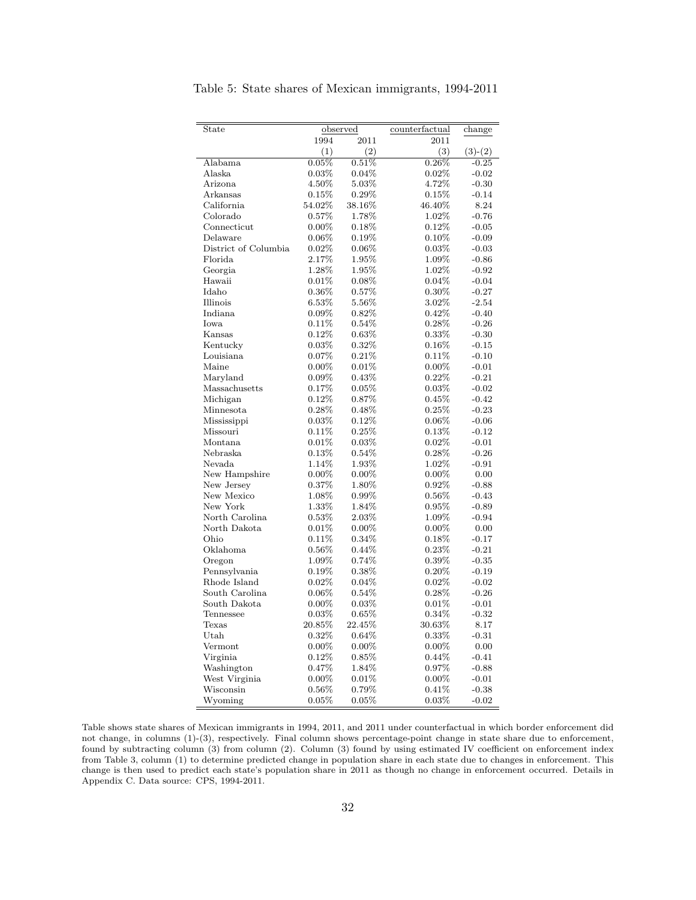Table 5: State shares of Mexican immigrants, 1994-2011

| State | observed | | counterfactual | change |
|---|---|---|---|---|
| | 1994 | 2011 | 2011 | |
| | (1) | (2) | (3) | (3)-(2) |
| Alabama | 0.05% | 0.51% | 0.26% | -0.25 |
| Alaska | 0.03% | 0.04% | 0.02% | -0.02 |
| Arizona | 4.50% | 5.03% | 4.72% | -0.30 |
| Arkansas | 0.15% | 0.29% | 0.15% | -0.14 |
| California | 54.02% | 38.16% | 46.40% | 8.24 |
| Colorado | 0.57% | 1.78% | 1.02% | -0.76 |
| Connecticut | 0.00% | 0.18% | 0.12% | -0.05 |
| Delaware | 0.06% | 0.19% | 0.10% | -0.09 |
| District of Columbia | 0.02% | 0.06% | 0.03% | -0.03 |
| Florida | 2.17% | 1.95% | 1.09% | -0.86 |
| Georgia | 1.28% | 1.95% | 1.02% | -0.92 |
| Hawaii | 0.01% | 0.08% | 0.04% | -0.04 |
| Idaho | 0.36% | 0.57% | 0.30% | -0.27 |
| Illinois | 6.53% | 5.56% | 3.02% | -2.54 |
| Indiana | 0.09% | 0.82% | 0.42% | -0.40 |
| Iowa | 0.11% | 0.54% | 0.28% | -0.26 |
| Kansas | 0.12% | 0.63% | 0.33% | -0.30 |
| Kentucky | 0.03% | 0.32% | 0.16% | -0.15 |
| Louisiana | 0.07% | 0.21% | 0.11% | -0.10 |
| Maine | 0.00% | 0.01% | 0.00% | -0.01 |
| Maryland | 0.09% | 0.43% | 0.22% | -0.21 |
| Massachusetts | 0.17% | 0.05% | 0.03% | -0.02 |
| Michigan | 0.12% | 0.87% | 0.45% | -0.42 |
| Minnesota | 0.28% | 0.48% | 0.25% | -0.23 |
| Mississippi | 0.03% | 0.12% | 0.06% | -0.06 |
| Missouri | 0.11% | 0.25% | 0.13% | -0.12 |
| Montana | 0.01% | 0.03% | 0.02% | -0.01 |
| Nebraska | 0.13% | 0.54% | 0.28% | -0.26 |
| Nevada | 1.14% | 1.93% | 1.02% | -0.91 |
| New Hampshire | 0.00% | 0.00% | 0.00% | 0.00 |
| New Jersey | 0.37% | 1.80% | 0.92% | -0.88 |
| New Mexico | 1.08% | 0.99% | 0.56% | -0.43 |
| New York | 1.33% | 1.84% | 0.95% | -0.89 |
| North Carolina | 0.53% | 2.03% | 1.09% | -0.94 |
| North Dakota | 0.01% | 0.00% | 0.00% | 0.00 |
| Ohio | 0.11% | 0.34% | 0.18% | -0.17 |
| Oklahoma | 0.56% | 0.44% | 0.23% | -0.21 |
| Oregon | 1.09% | 0.74% | 0.39% | -0.35 |
| Pennsylvania | 0.19% | 0.38% | 0.20% | -0.19 |
| Rhode Island | 0.02% | 0.04% | 0.02% | -0.02 |
| South Carolina | 0.06% | 0.54% | 0.28% | -0.26 |
| South Dakota | 0.00% | 0.03% | 0.01% | -0.01 |
| Tennessee | 0.03% | 0.65% | 0.34% | -0.32 |
| Texas | 20.85% | 22.45% | 30.63% | 8.17 |
| Utah | 0.32% | 0.64% | 0.33% | -0.31 |
| Vermont | 0.00% | 0.00% | 0.00% | 0.00 |
| Virginia | 0.12% | 0.85% | 0.44% | -0.41 |
| Washington | 0.47% | 1.84% | 0.97% | -0.88 |
| West Virginia | 0.00% | 0.01% | 0.00% | -0.01 |
| Wisconsin | 0.56% | 0.79% | 0.41% | -0.38 |
| Wyoming | 0.05% | 0.05% | 0.03% | -0.02 |

Table shows state shares of Mexican immigrants in 1994, 2011, and 2011 under counterfactual in which border enforcement did not change, in columns (1)-(3), respectively. Final column shows percentage-point change in state share due to enforcement, found by subtracting column (3) from column (2). Column (3) found by using estimated IV coefficient on enforcement index from Table 3, column (1) to determine predicted change in population share in each state due to changes in enforcement. This change is then used to predict each state's population share in 2011 as though no change in enforcement occurred. Details in Appendix C. Data source: CPS, 1994-2011.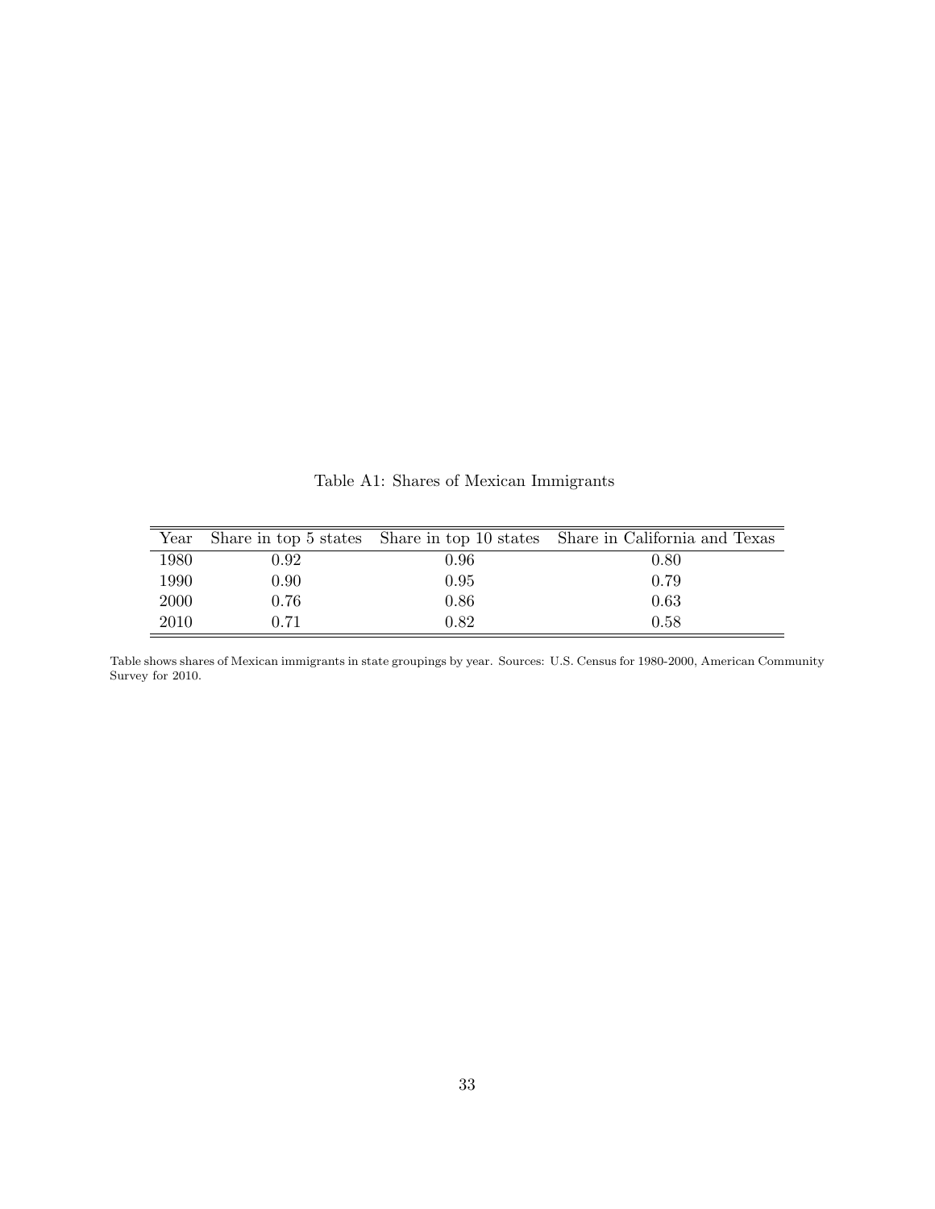Table A1: Shares of Mexican Immigrants

| Year | Share in top 5 states | Share in top 10 states | Share in California and Texas |
|---|---|---|---|
| 1980 | 0.92 | 0.96 | 0.80 |
| 1990 | 0.90 | 0.95 | 0.79 |
| 2000 | 0.76 | 0.86 | 0.63 |
| 2010 | 0.71 | 0.82 | 0.58 |

Table shows shares of Mexican immigrants in state groupings by year. Sources: U.S. Census for 1980-2000, American Community Survey for 2010.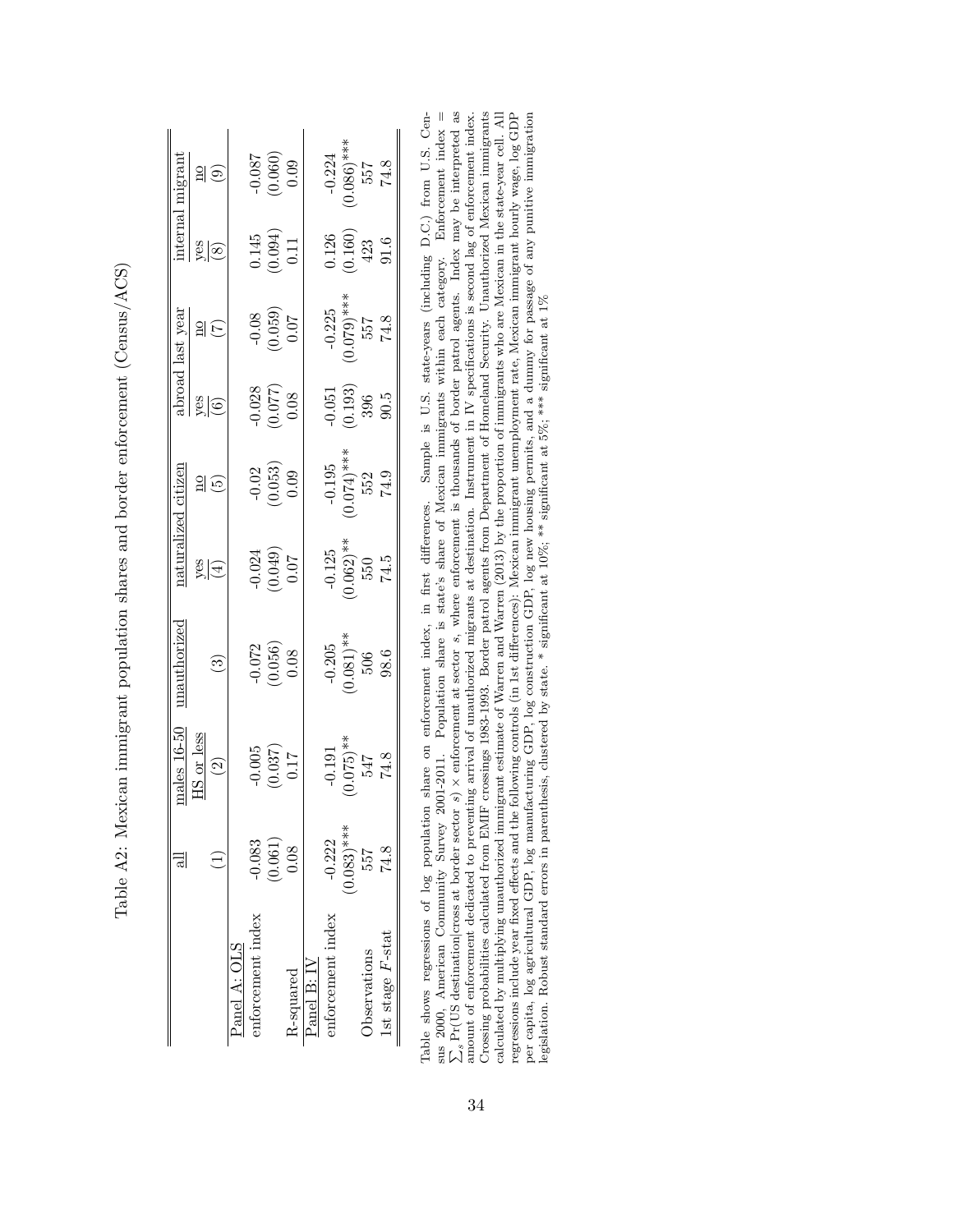Table A2: Mexican immigrant population shares and border enforcement (Census/ACS)

| | all | males 16-50 HS or less | unauthorized | naturalized citizen | | abroad last year | | internal migrant | |
|---|---|---|---|---|---|---|---|---|---|
| | | | | yes | no | yes | no | yes | no |
| | (1) | (2) | (3) | (4) | (5) | (6) | (7) | (8) | (9) |
| Panel A: OLS | | | | | | | | | |
| enforcement index | -0.083 | -0.005 | -0.072 | -0.024 | -0.02 | -0.028 | -0.08 | 0.145 | -0.087 |
| | (0.061) | (0.037) | (0.056) | (0.049) | (0.053) | (0.077) | (0.059) | (0.094) | (0.060) |
| R-squared | 0.08 | 0.17 | 0.08 | 0.07 | 0.09 | 0.08 | 0.07 | 0.11 | 0.09 |
| Panel B: IV | | | | | | | | | |
| enforcement index | -0.222 | -0.191 | -0.205 | -0.125 | -0.195 | -0.051 | -0.225 | 0.126 | -0.224 |
| | (0.083)*** | (0.075)** | (0.081)** | (0.062)** | (0.074)*** | (0.193) | (0.079)*** | (0.160) | (0.086)*** |
| Observations | 557 | 547 | 506 | 550 | 552 | 396 | 557 | 423 | 557 |
| 1st stage $F$-stat | 74.8 | 74.8 | 98.6 | 74.5 | 74.9 | 90.5 | 74.8 | 91.6 | 74.8 |

Table shows regressions of log population share on enforcement index, in first differences. Sample is U.S. state-years (including D.C.) from U.S. Census 2000, American Community Survey 2001-2011. Population share is state's share of Mexican immigrants within each category. Enforcement index = $\sum_s$ Pr(US destination|cross at border sector $s$) $\times$ enforcement at sector $s$, where enforcement is thousands of border patrol agents. Index may be interpreted as amount of enforcement dedicated to preventing arrival of unauthorized migrants at destination. Instrument in IV specifications is second lag of enforcement index. Crossing probabilities calculated from EMIF crossings 1983-1993. Border patrol agents from Department of Homeland Security. Unauthorized Mexican immigrants calculated by multiplying unauthorized immigrant estimate of Warren and Warren (2013) by the proportion of immigrants who are Mexican in the state-year cell. All regressions include year fixed effects and the following controls (in 1st differences): Mexican immigrant unemployment rate, Mexican immigrant hourly wage, log GDP per capita, log agricultural GDP, log manufacturing GDP, log construction GDP, log new housing permits, and a dummy for passage of any punitive immigration legislation. Robust standard errors in parenthesis, clustered by state. * significant at 10%; ** significant at 5%; *** significant at 1%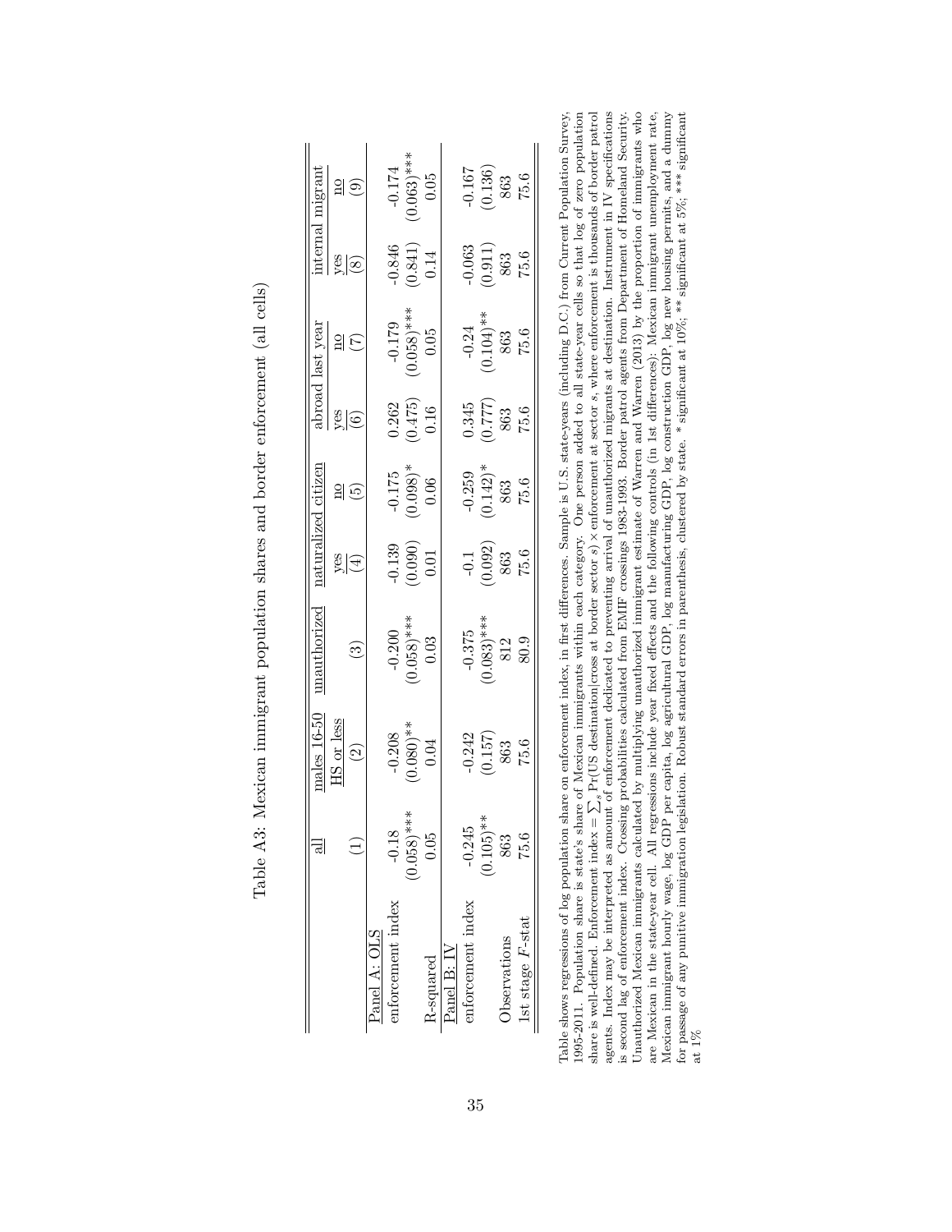Table A3: Mexican immigrant population shares and border enforcement (all cells)

| | all | males 16-50 HS or less | unauthorized | naturalized citizen | | abroad last year | | internal migrant | |
|---|---|---|---|---|---|---|---|---|---|
| | | | | yes | no | yes | no | yes | no |
| | (1) | (2) | (3) | (4) | (5) | (6) | (7) | (8) | (9) |
| Panel A: OLS | | | | | | | | | |
| enforcement index | -0.18 | -0.208 | -0.200 | -0.139 | -0.175 | 0.262 | -0.179 | -0.846 | -0.174 |
| | (0.058)*** | (0.080)** | (0.058)*** | (0.090) | (0.098)* | (0.475) | (0.058)*** | (0.841) | (0.063)*** |
| R-squared | 0.05 | 0.04 | 0.03 | 0.01 | 0.06 | 0.16 | 0.05 | 0.14 | 0.05 |
| Panel B: IV | | | | | | | | | |
| enforcement index | -0.245 | -0.242 | -0.375 | -0.1 | -0.259 | 0.345 | -0.24 | -0.063 | -0.167 |
| | (0.105)** | (0.157) | (0.083)*** | (0.092) | (0.142)* | (0.777) | (0.104)** | (0.911) | (0.136) |
| Observations | 863 | 863 | 812 | 863 | 863 | 863 | 863 | 863 | 863 |
| 1st stage $F$-stat | 75.6 | 75.6 | 80.9 | 75.6 | 75.6 | 75.6 | 75.6 | 75.6 | 75.6 |

Table shows regressions of log population share on enforcement index, in first differences. Sample is U.S. state-years (including D.C.) from Current Population Survey, 1995-2011. Population share is state's share of Mexican immigrants within each category. One person added to all state-year cells so that log of zero population share is well-defined. Enforcement index = $\sum_s$ Pr(US destination|cross at border sector $s$) × enforcement at sector $s$, where enforcement is thousands of border patrol agents. Index may be interpreted as amount of enforcement dedicated to preventing arrival of unauthorized migrants at destination. Instrument in IV specifications is second lag of enforcement index. Crossing probabilities calculated from EMIF crossings 1983-1993. Border patrol agents from Department of Homeland Security. Unauthorized Mexican immigrants calculated by multiplying unauthorized immigrant estimate of Warren and Warren (2013) by the proportion of immigrants who are Mexican in the state-year cell. All regressions include year fixed effects and the following controls (in 1st differences): Mexican immigrant unemployment rate, Mexican immigrant hourly wage, log GDP per capita, log agricultural GDP, log manufacturing GDP, log construction GDP, log new housing permits, and a dummy for passage of any punitive immigration legislation. Robust standard errors in parenthesis, clustered by state. * significant at 10%; ** significant at 5%; *** significant at 1%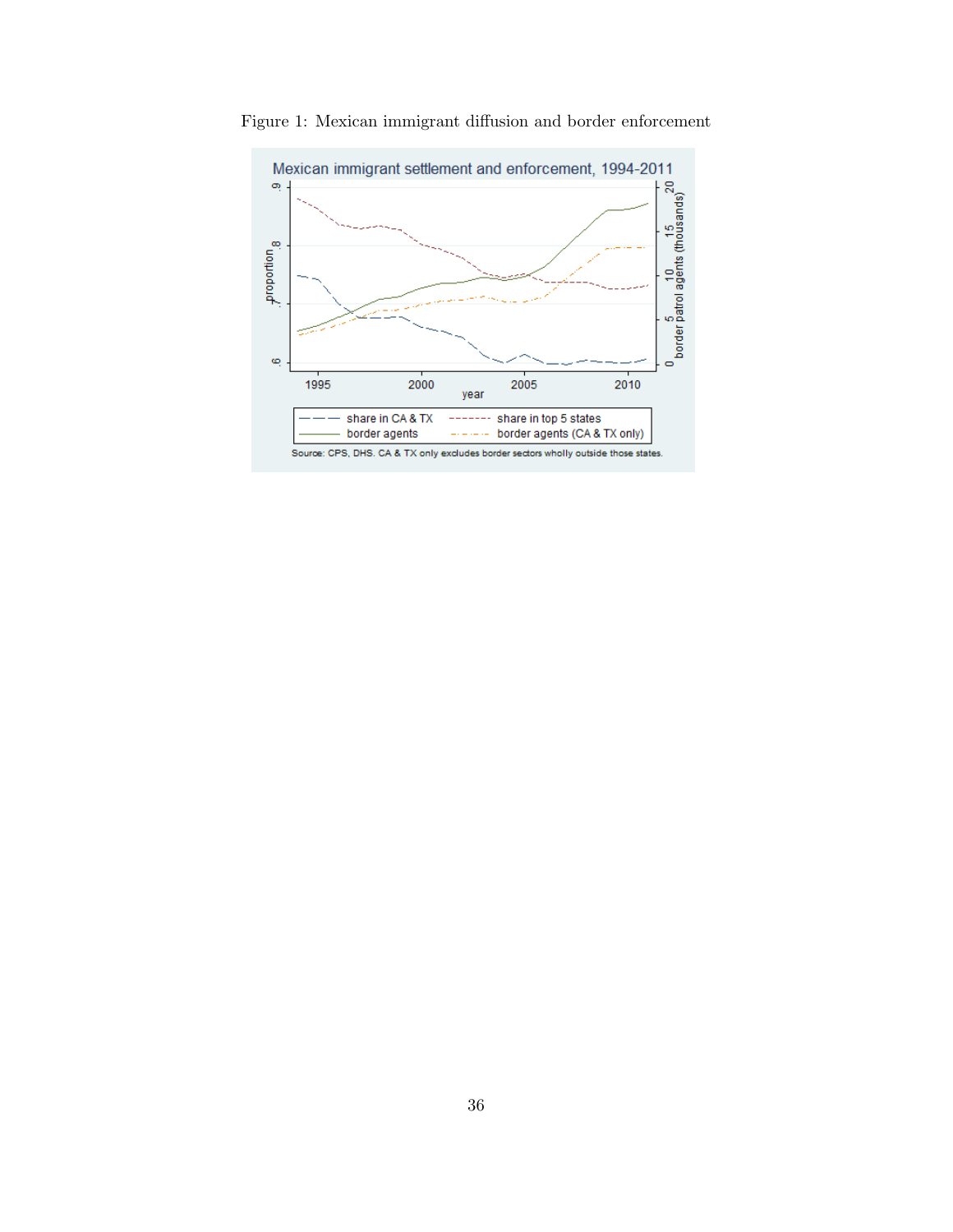Figure 1: Mexican immigrant diffusion and border enforcement

Mexican immigrant settlement and enforcement, 1994-2011

Source: CPS, DHS. CA & TX only excludes border sectors wholly outside those states.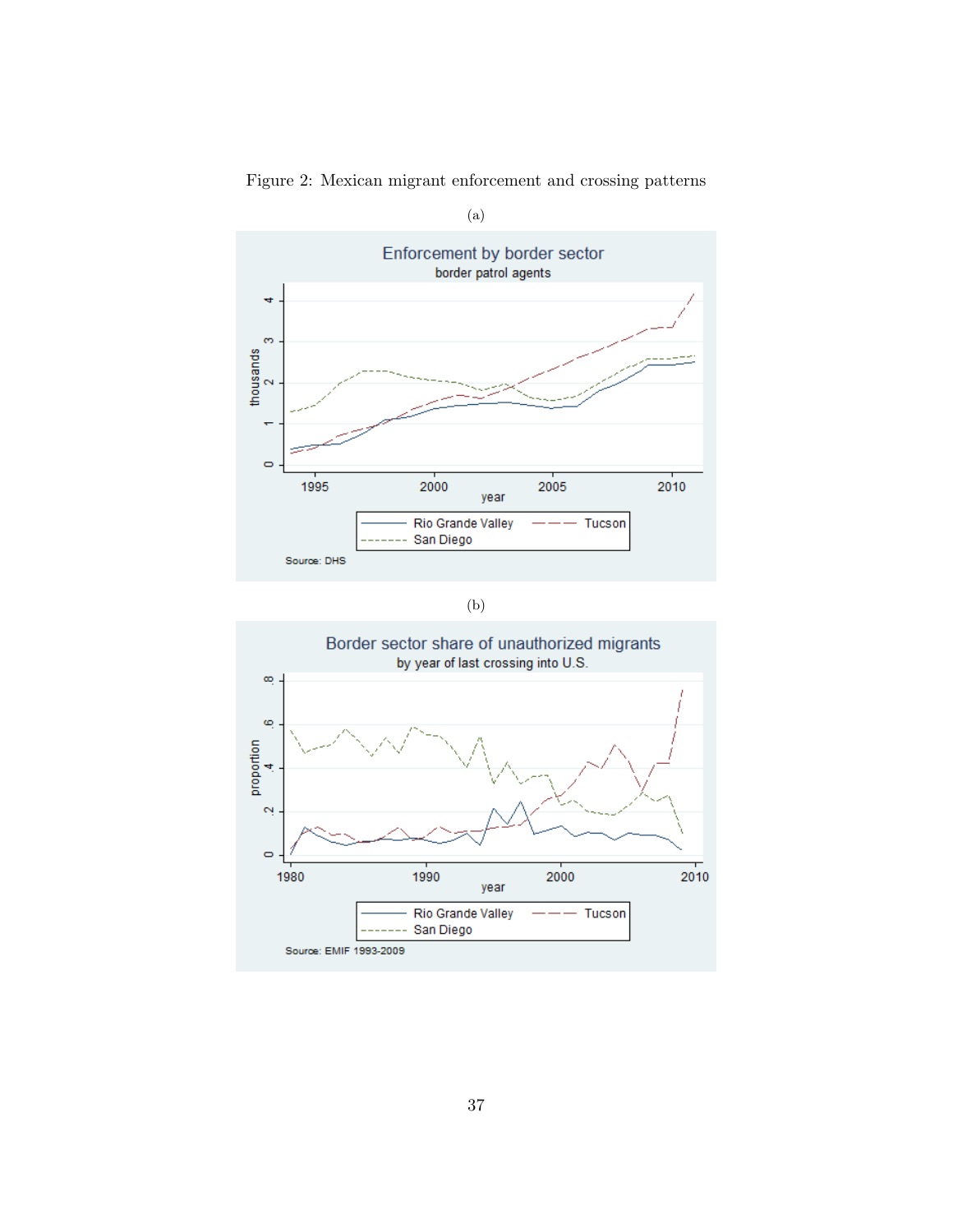Figure 2: Mexican migrant enforcement and crossing patterns

(a)

(b)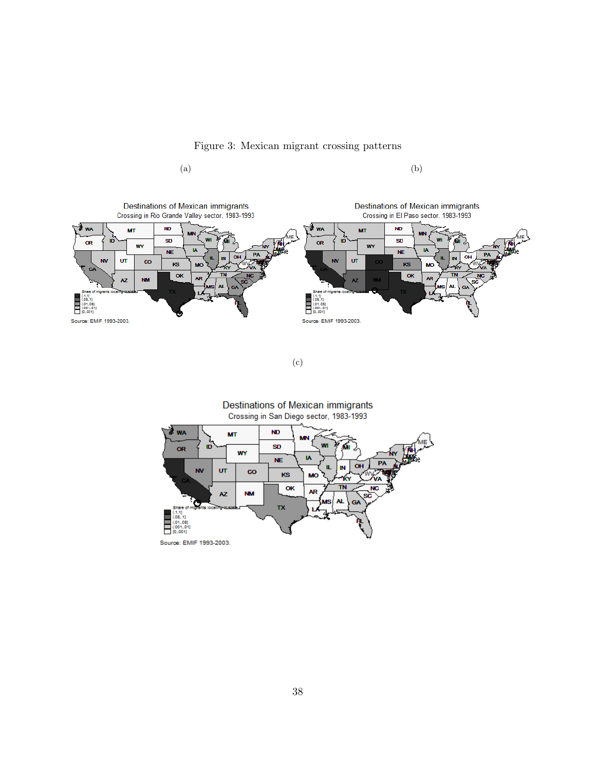Figure 3: Mexican migrant crossing patterns

(a)

(b)

(c)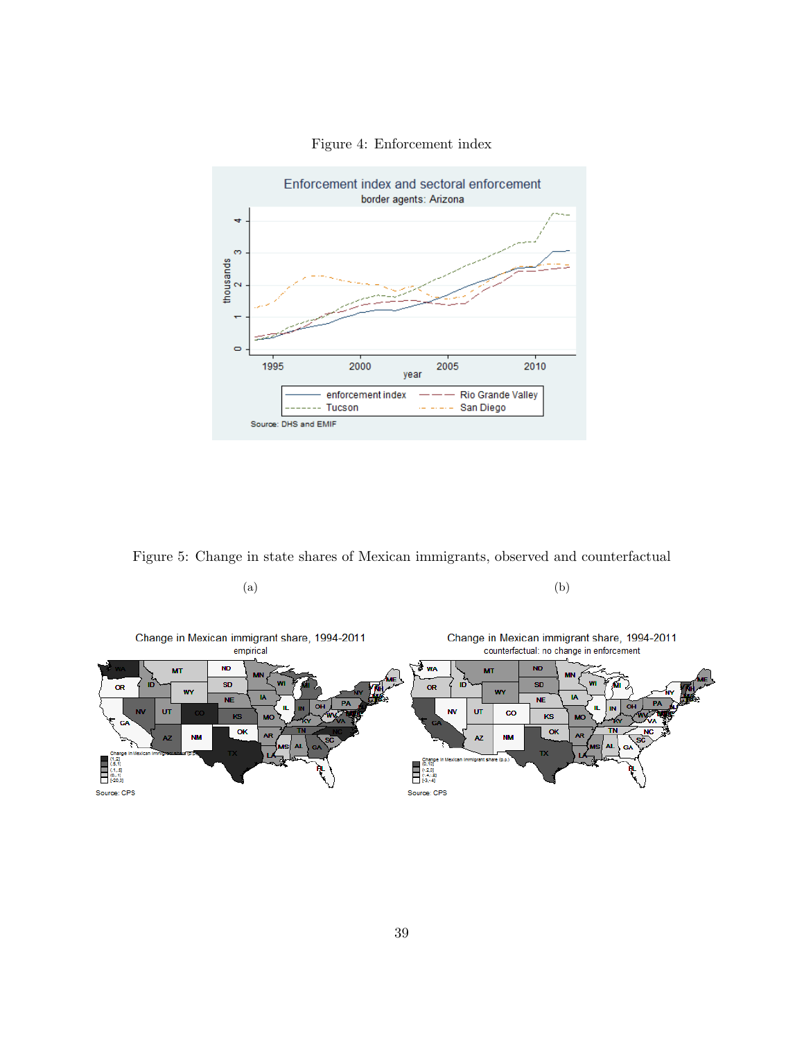Figure 4: Enforcement index

Figure 5: Change in state shares of Mexican immigrants, observed and counterfactual

(a)

(b)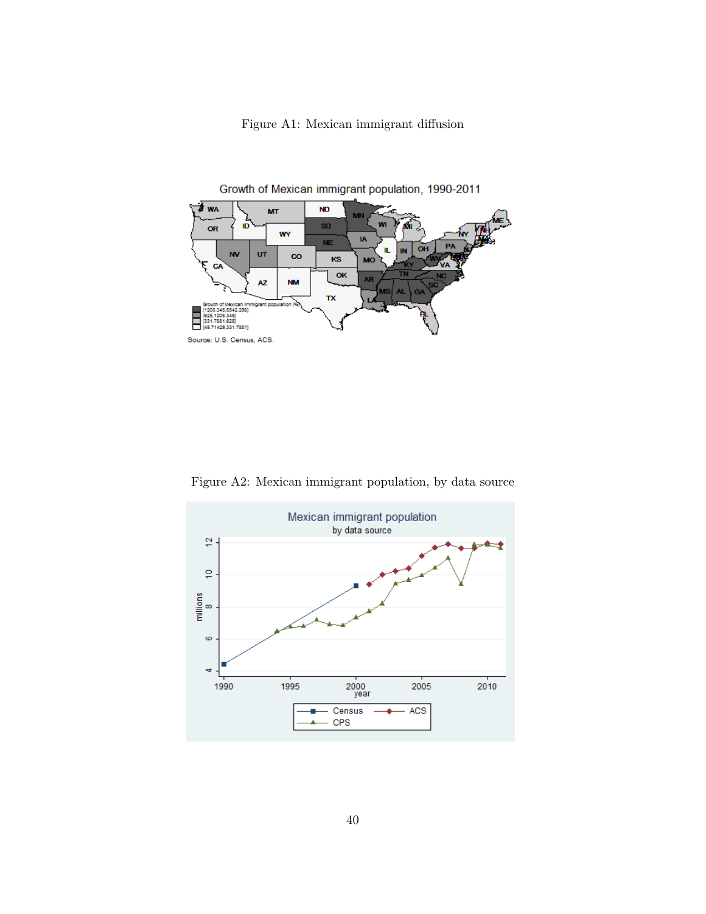Figure A1: Mexican immigrant diffusion

Figure A2: Mexican immigrant population, by data source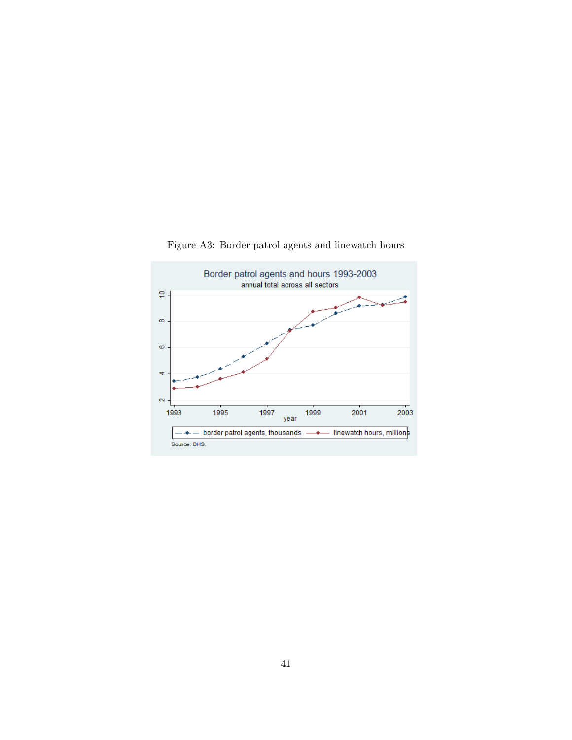Figure A3: Border patrol agents and linewatch hours

Border patrol agents and hours 1993-2003

annual total across all sectors

2

4

6

8

10

1993

1995

1997

1999

2001

2003

year

border patrol agents, thousands

linewatch hours, millions

Source: DHS.